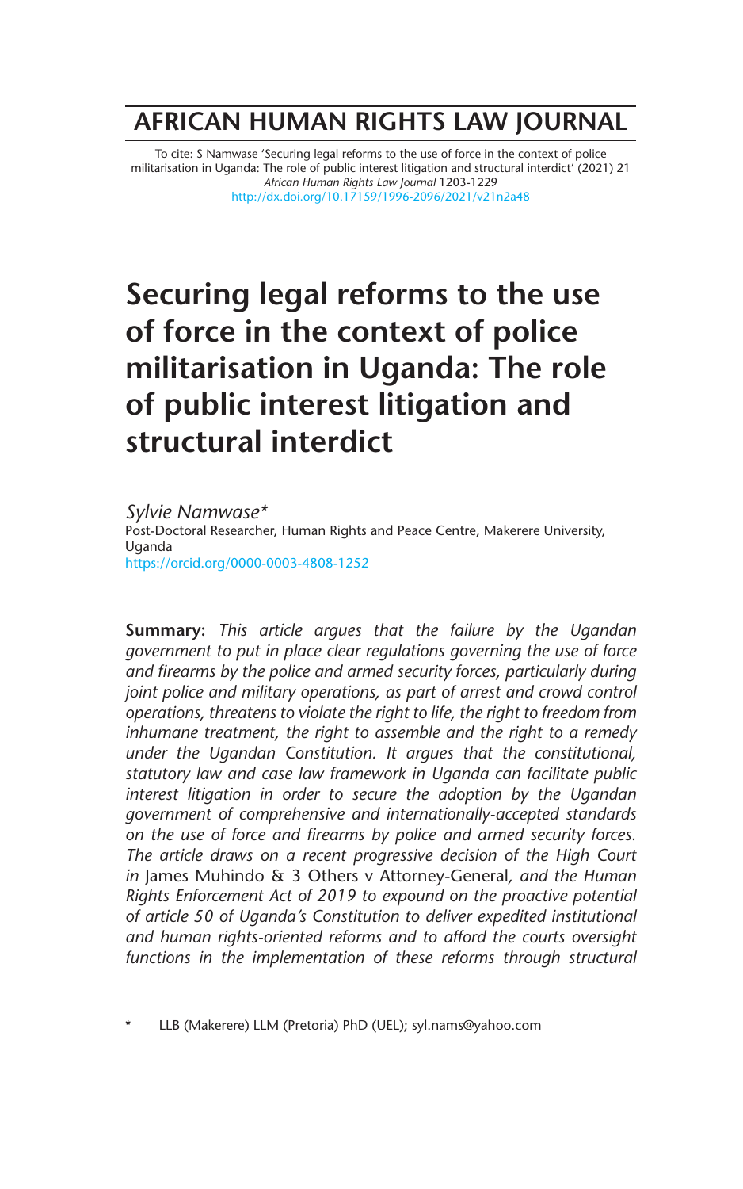# AFRICAN HUMAN RIGHTS LAW JOURNAL

To cite: S Namwase 'Securing legal reforms to the use of force in the context of police militarisation in Uganda: The role of public interest litigation and structural interdict' (2021) 21 *African Human Rights Law Journal* 1203-1229
http://dx.doi.org/10.17159/1996-2096/2021/v21n2a48

# Securing legal reforms to the use of force in the context of police militarisation in Uganda: The role of public interest litigation and structural interdict

*Sylvie Namwase**
Post-Doctoral Researcher, Human Rights and Peace Centre, Makerere University, Uganda
https://orcid.org/0000-0003-4808-1252

**Summary:** *This article argues that the failure by the Ugandan government to put in place clear regulations governing the use of force and firearms by the police and armed security forces, particularly during joint police and military operations, as part of arrest and crowd control operations, threatens to violate the right to life, the right to freedom from inhumane treatment, the right to assemble and the right to a remedy under the Ugandan Constitution. It argues that the constitutional, statutory law and case law framework in Uganda can facilitate public interest litigation in order to secure the adoption by the Ugandan government of comprehensive and internationally-accepted standards on the use of force and firearms by police and armed security forces. The article draws on a recent progressive decision of the High Court in* James Muhindo & 3 Others v Attorney-General*, and the Human Rights Enforcement Act of 2019 to expound on the proactive potential of article 50 of Uganda's Constitution to deliver expedited institutional and human rights-oriented reforms and to afford the courts oversight functions in the implementation of these reforms through structural*

\* LLB (Makerere) LLM (Pretoria) PhD (UEL); syl.nams@yahoo.com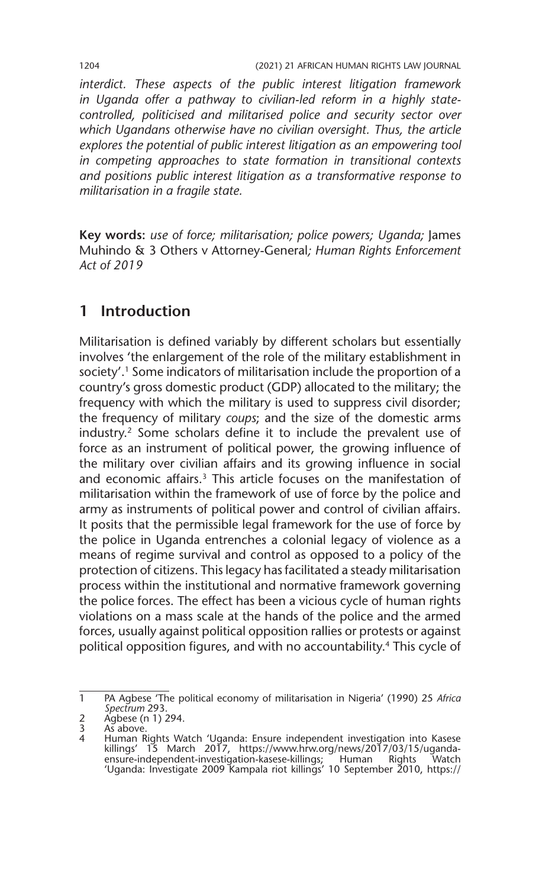*interdict. These aspects of the public interest litigation framework in Uganda offer a pathway to civilian-led reform in a highly state-controlled, politicised and militarised police and security sector over which Ugandans otherwise have no civilian oversight. Thus, the article explores the potential of public interest litigation as an empowering tool in competing approaches to state formation in transitional contexts and positions public interest litigation as a transformative response to militarisation in a fragile state.*

**Key words:** *use of force; militarisation; police powers; Uganda;* James Muhindo & 3 Others v Attorney-General*; Human Rights Enforcement Act of 2019*

## 1 Introduction

Militarisation is defined variably by different scholars but essentially involves 'the enlargement of the role of the military establishment in society'.[1] Some indicators of militarisation include the proportion of a country's gross domestic product (GDP) allocated to the military; the frequency with which the military is used to suppress civil disorder; the frequency of military *coups*; and the size of the domestic arms industry.[2] Some scholars define it to include the prevalent use of force as an instrument of political power, the growing influence of the military over civilian affairs and its growing influence in social and economic affairs.[3] This article focuses on the manifestation of militarisation within the framework of use of force by the police and army as instruments of political power and control of civilian affairs. It posits that the permissible legal framework for the use of force by the police in Uganda entrenches a colonial legacy of violence as a means of regime survival and control as opposed to a policy of the protection of citizens. This legacy has facilitated a steady militarisation process within the institutional and normative framework governing the police forces. The effect has been a vicious cycle of human rights violations on a mass scale at the hands of the police and the armed forces, usually against political opposition rallies or protests or against political opposition figures, and with no accountability.[4] This cycle of

1 PA Agbese 'The political economy of militarisation in Nigeria' (1990) 25 *Africa Spectrum* 293.
2 Agbese (n 1) 294.
3 As above.
4 Human Rights Watch 'Uganda: Ensure independent investigation into Kasese killings' 15 March 2017, https://www.hrw.org/news/2017/03/15/uganda-ensure-independent-investigation-kasese-killings; Human Rights Watch 'Uganda: Investigate 2009 Kampala riot killings' 10 September 2010, https://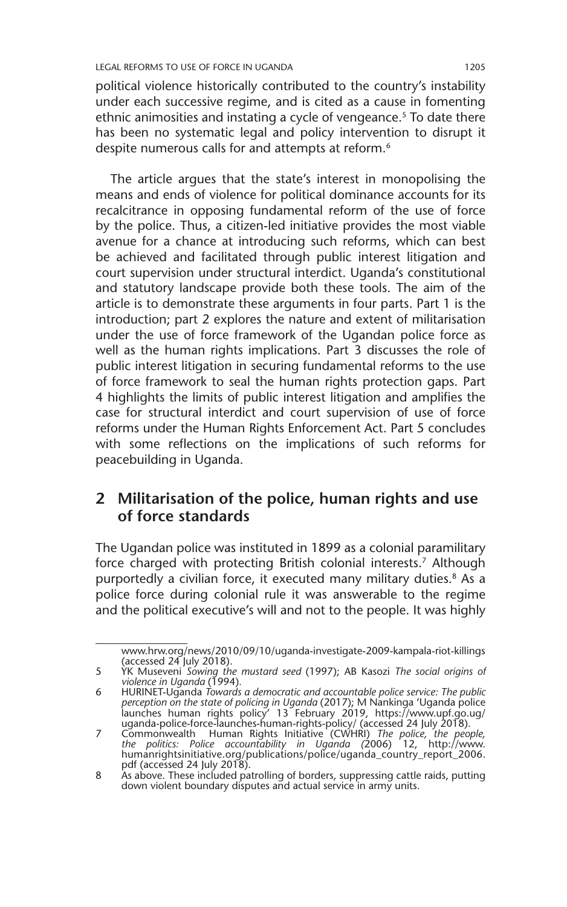political violence historically contributed to the country's instability under each successive regime, and is cited as a cause in fomenting ethnic animosities and instating a cycle of vengeance.[5] To date there has been no systematic legal and policy intervention to disrupt it despite numerous calls for and attempts at reform.[6]

The article argues that the state's interest in monopolising the means and ends of violence for political dominance accounts for its recalcitrance in opposing fundamental reform of the use of force by the police. Thus, a citizen-led initiative provides the most viable avenue for a chance at introducing such reforms, which can best be achieved and facilitated through public interest litigation and court supervision under structural interdict. Uganda's constitutional and statutory landscape provide both these tools. The aim of the article is to demonstrate these arguments in four parts. Part 1 is the introduction; part 2 explores the nature and extent of militarisation under the use of force framework of the Ugandan police force as well as the human rights implications. Part 3 discusses the role of public interest litigation in securing fundamental reforms to the use of force framework to seal the human rights protection gaps. Part 4 highlights the limits of public interest litigation and amplifies the case for structural interdict and court supervision of use of force reforms under the Human Rights Enforcement Act. Part 5 concludes with some reflections on the implications of such reforms for peacebuilding in Uganda.

## 2 Militarisation of the police, human rights and use of force standards

The Ugandan police was instituted in 1899 as a colonial paramilitary force charged with protecting British colonial interests.[7] Although purportedly a civilian force, it executed many military duties.[8] As a police force during colonial rule it was answerable to the regime and the political executive's will and not to the people. It was highly

---

www.hrw.org/news/2010/09/10/uganda-investigate-2009-kampala-riot-killings (accessed 24 July 2018).

5 YK Museveni *Sowing the mustard seed* (1997); AB Kasozi *The social origins of violence in Uganda* (1994).

6 HURINET-Uganda *Towards a democratic and accountable police service: The public perception on the state of policing in Uganda* (2017); M Nankinga 'Uganda police launches human rights policy' 13 February 2019, https://www.upf.go.ug/uganda-police-force-launches-human-rights-policy/ (accessed 24 July 2018).

7 Commonwealth Human Rights Initiative (CWHRI) *The police, the people, the politics: Police accountability in Uganda (*2006) 12, http://www.humanrightsinitiative.org/publications/police/uganda_country_report_2006.pdf (accessed 24 July 2018).

8 As above. These included patrolling of borders, suppressing cattle raids, putting down violent boundary disputes and actual service in army units.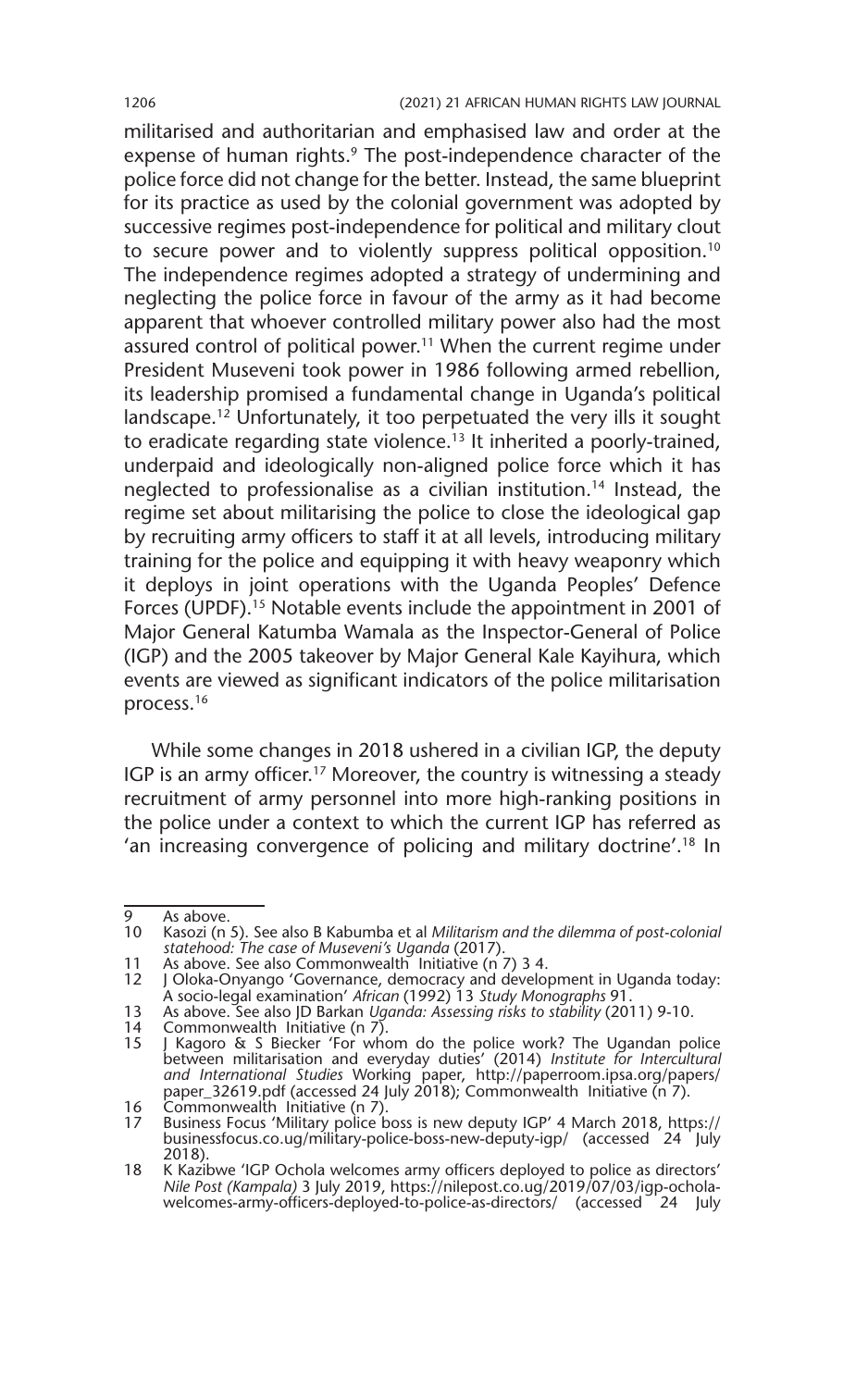militarised and authoritarian and emphasised law and order at the expense of human rights.[9] The post-independence character of the police force did not change for the better. Instead, the same blueprint for its practice as used by the colonial government was adopted by successive regimes post-independence for political and military clout to secure power and to violently suppress political opposition.[10] The independence regimes adopted a strategy of undermining and neglecting the police force in favour of the army as it had become apparent that whoever controlled military power also had the most assured control of political power.[11] When the current regime under President Museveni took power in 1986 following armed rebellion, its leadership promised a fundamental change in Uganda's political landscape.[12] Unfortunately, it too perpetuated the very ills it sought to eradicate regarding state violence.[13] It inherited a poorly-trained, underpaid and ideologically non-aligned police force which it has neglected to professionalise as a civilian institution.[14] Instead, the regime set about militarising the police to close the ideological gap by recruiting army officers to staff it at all levels, introducing military training for the police and equipping it with heavy weaponry which it deploys in joint operations with the Uganda Peoples' Defence Forces (UPDF).[15] Notable events include the appointment in 2001 of Major General Katumba Wamala as the Inspector-General of Police (IGP) and the 2005 takeover by Major General Kale Kayihura, which events are viewed as significant indicators of the police militarisation process.[16]

While some changes in 2018 ushered in a civilian IGP, the deputy IGP is an army officer.[17] Moreover, the country is witnessing a steady recruitment of army personnel into more high-ranking positions in the police under a context to which the current IGP has referred as 'an increasing convergence of policing and military doctrine'.[18] In

---

9 As above.

10 Kasozi (n 5). See also B Kabumba et al *Militarism and the dilemma of post-colonial statehood: The case of Museveni's Uganda* (2017).

11 As above. See also Commonwealth Initiative (n 7) 3 4.

12 J Oloka-Onyango 'Governance, democracy and development in Uganda today: A socio-legal examination' *African* (1992) 13 *Study Monographs* 91.

13 As above. See also JD Barkan *Uganda: Assessing risks to stability* (2011) 9-10.

14 Commonwealth Initiative (n 7).

15 J Kagoro & S Biecker 'For whom do the police work? The Ugandan police between militarisation and everyday duties' (2014) *Institute for Intercultural and International Studies* Working paper, http://paperroom.ipsa.org/papers/paper_32619.pdf (accessed 24 July 2018); Commonwealth Initiative (n 7).

16 Commonwealth Initiative (n 7).

17 Business Focus 'Military police boss is new deputy IGP' 4 March 2018, https://businessfocus.co.ug/military-police-boss-new-deputy-igp/ (accessed 24 July 2018).

18 K Kazibwe 'IGP Ochola welcomes army officers deployed to police as directors' *Nile Post (Kampala)* 3 July 2019, https://nilepost.co.ug/2019/07/03/igp-ochola-welcomes-army-officers-deployed-to-police-as-directors/ (accessed 24 July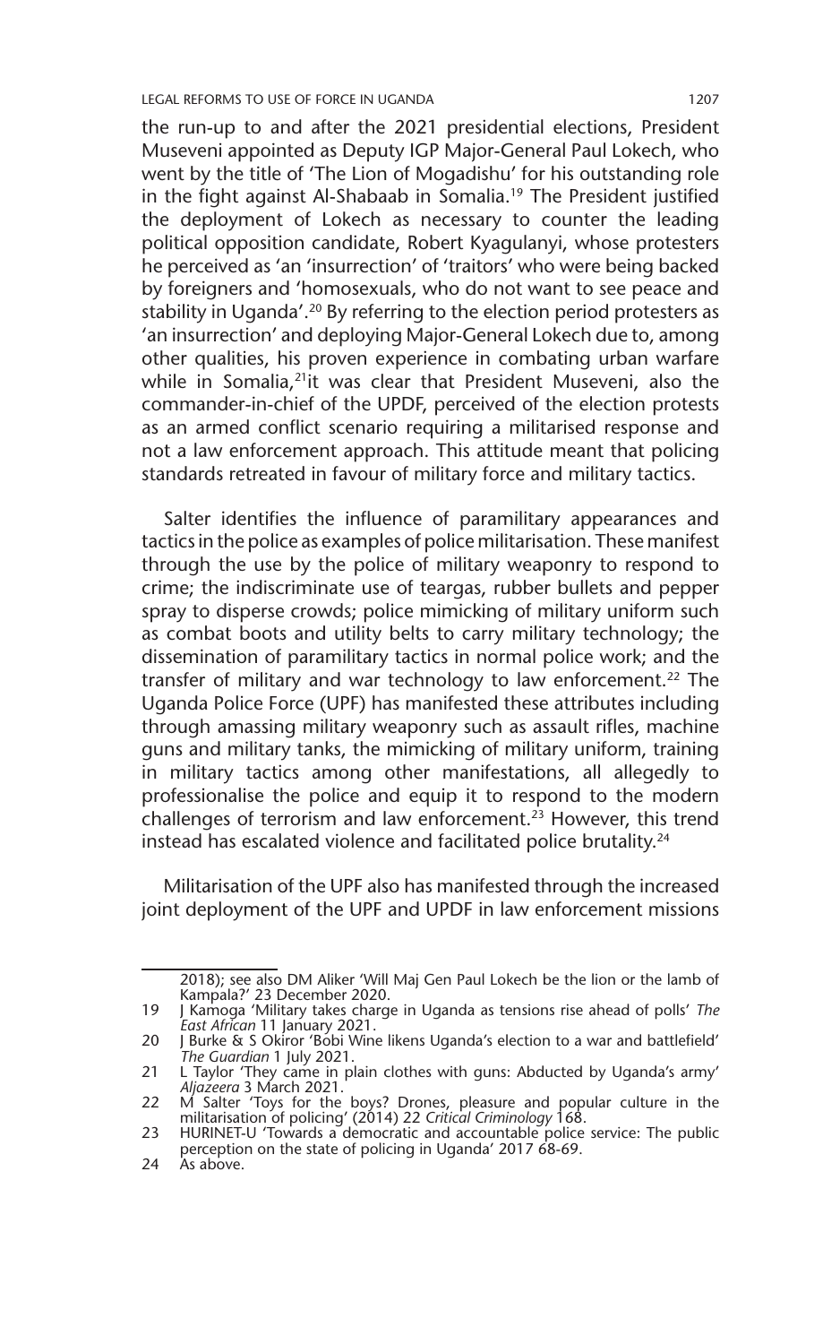the run-up to and after the 2021 presidential elections, President Museveni appointed as Deputy IGP Major-General Paul Lokech, who went by the title of 'The Lion of Mogadishu' for his outstanding role in the fight against Al-Shabaab in Somalia.[19] The President justified the deployment of Lokech as necessary to counter the leading political opposition candidate, Robert Kyagulanyi, whose protesters he perceived as 'an 'insurrection' of 'traitors' who were being backed by foreigners and 'homosexuals, who do not want to see peace and stability in Uganda'.[20] By referring to the election period protesters as 'an insurrection' and deploying Major-General Lokech due to, among other qualities, his proven experience in combating urban warfare while in Somalia,[21]it was clear that President Museveni, also the commander-in-chief of the UPDF, perceived of the election protests as an armed conflict scenario requiring a militarised response and not a law enforcement approach. This attitude meant that policing standards retreated in favour of military force and military tactics.

Salter identifies the influence of paramilitary appearances and tactics in the police as examples of police militarisation. These manifest through the use by the police of military weaponry to respond to crime; the indiscriminate use of teargas, rubber bullets and pepper spray to disperse crowds; police mimicking of military uniform such as combat boots and utility belts to carry military technology; the dissemination of paramilitary tactics in normal police work; and the transfer of military and war technology to law enforcement.[22] The Uganda Police Force (UPF) has manifested these attributes including through amassing military weaponry such as assault rifles, machine guns and military tanks, the mimicking of military uniform, training in military tactics among other manifestations, all allegedly to professionalise the police and equip it to respond to the modern challenges of terrorism and law enforcement.[23] However, this trend instead has escalated violence and facilitated police brutality.[24]

Militarisation of the UPF also has manifested through the increased joint deployment of the UPF and UPDF in law enforcement missions

---

2018); see also DM Aliker 'Will Maj Gen Paul Lokech be the lion or the lamb of Kampala?' 23 December 2020.

19 J Kamoga 'Military takes charge in Uganda as tensions rise ahead of polls' *The East African* 11 January 2021.

20 J Burke & S Okiror 'Bobi Wine likens Uganda's election to a war and battlefield' *The Guardian* 1 July 2021.

21 L Taylor 'They came in plain clothes with guns: Abducted by Uganda's army' *Aljazeera* 3 March 2021.

22 M Salter 'Toys for the boys? Drones, pleasure and popular culture in the militarisation of policing' (2014) 22 *Critical Criminology* 168.

23 HURINET-U 'Towards a democratic and accountable police service: The public perception on the state of policing in Uganda' 2017 68-69.

24 As above.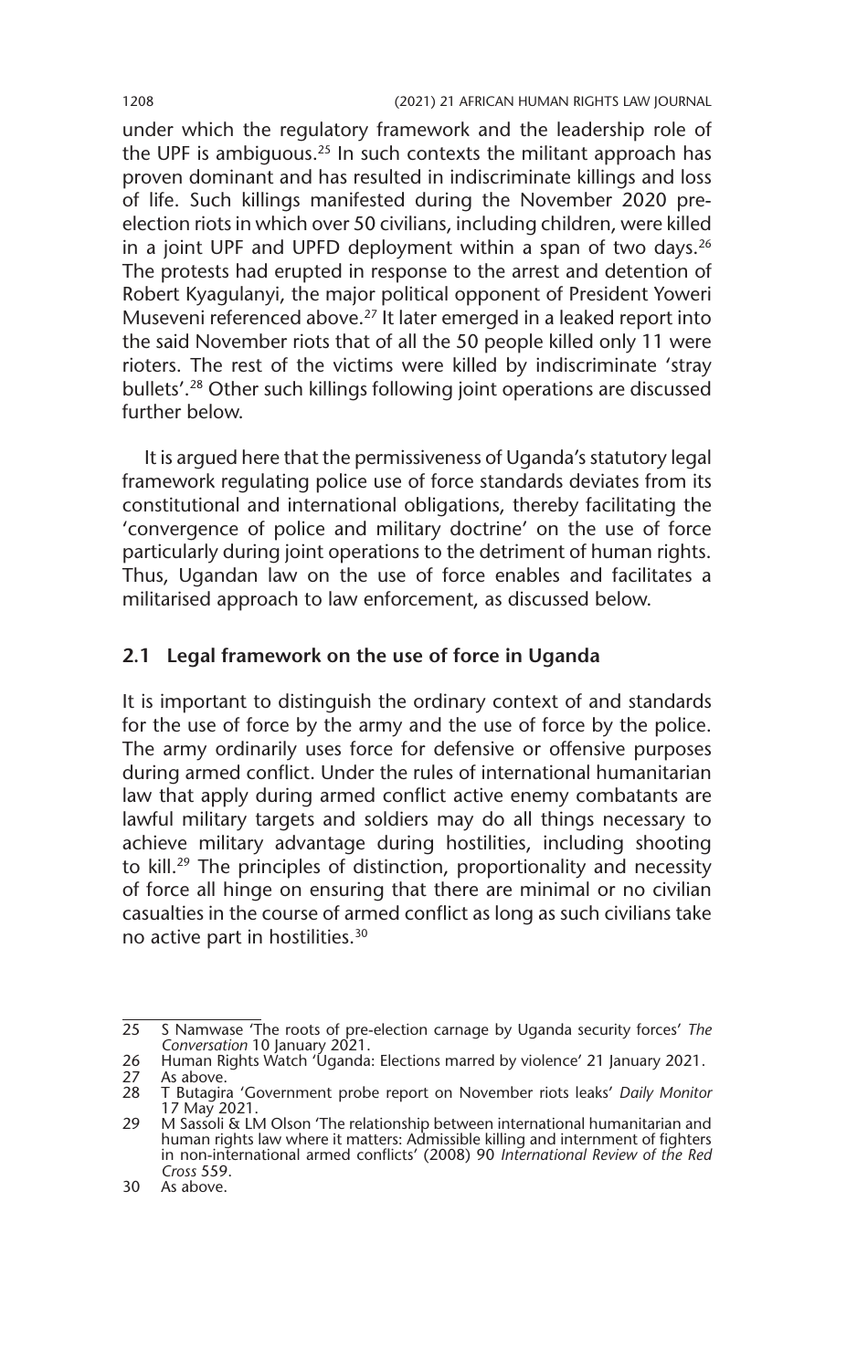under which the regulatory framework and the leadership role of the UPF is ambiguous.[25] In such contexts the militant approach has proven dominant and has resulted in indiscriminate killings and loss of life. Such killings manifested during the November 2020 pre-election riots in which over 50 civilians, including children, were killed in a joint UPF and UPFD deployment within a span of two days.[26] The protests had erupted in response to the arrest and detention of Robert Kyagulanyi, the major political opponent of President Yoweri Museveni referenced above.[27] It later emerged in a leaked report into the said November riots that of all the 50 people killed only 11 were rioters. The rest of the victims were killed by indiscriminate 'stray bullets'.[28] Other such killings following joint operations are discussed further below.

It is argued here that the permissiveness of Uganda's statutory legal framework regulating police use of force standards deviates from its constitutional and international obligations, thereby facilitating the 'convergence of police and military doctrine' on the use of force particularly during joint operations to the detriment of human rights. Thus, Ugandan law on the use of force enables and facilitates a militarised approach to law enforcement, as discussed below.

### 2.1 Legal framework on the use of force in Uganda

It is important to distinguish the ordinary context of and standards for the use of force by the army and the use of force by the police. The army ordinarily uses force for defensive or offensive purposes during armed conflict. Under the rules of international humanitarian law that apply during armed conflict active enemy combatants are lawful military targets and soldiers may do all things necessary to achieve military advantage during hostilities, including shooting to kill.[29] The principles of distinction, proportionality and necessity of force all hinge on ensuring that there are minimal or no civilian casualties in the course of armed conflict as long as such civilians take no active part in hostilities.[30]

---

25 S Namwase 'The roots of pre-election carnage by Uganda security forces' *The Conversation* 10 January 2021.

26 Human Rights Watch 'Uganda: Elections marred by violence' 21 January 2021.

27 As above.

28 T Butagira 'Government probe report on November riots leaks' *Daily Monitor* 17 May 2021.

29 M Sassoli & LM Olson 'The relationship between international humanitarian and human rights law where it matters: Admissible killing and internment of fighters in non-international armed conflicts' (2008) 90 *International Review of the Red Cross* 559.

30 As above.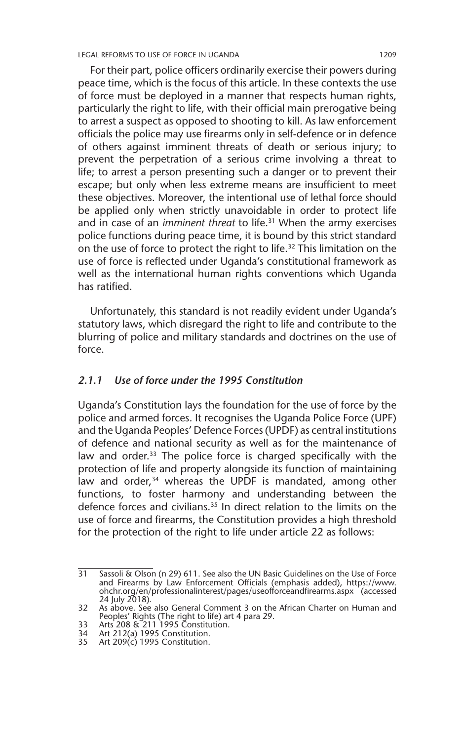For their part, police officers ordinarily exercise their powers during peace time, which is the focus of this article. In these contexts the use of force must be deployed in a manner that respects human rights, particularly the right to life, with their official main prerogative being to arrest a suspect as opposed to shooting to kill. As law enforcement officials the police may use firearms only in self-defence or in defence of others against imminent threats of death or serious injury; to prevent the perpetration of a serious crime involving a threat to life; to arrest a person presenting such a danger or to prevent their escape; but only when less extreme means are insufficient to meet these objectives. Moreover, the intentional use of lethal force should be applied only when strictly unavoidable in order to protect life and in case of an *imminent threat* to life.[31] When the army exercises police functions during peace time, it is bound by this strict standard on the use of force to protect the right to life.[32] This limitation on the use of force is reflected under Uganda's constitutional framework as well as the international human rights conventions which Uganda has ratified.

Unfortunately, this standard is not readily evident under Uganda's statutory laws, which disregard the right to life and contribute to the blurring of police and military standards and doctrines on the use of force.

### *2.1.1 Use of force under the 1995 Constitution*

Uganda's Constitution lays the foundation for the use of force by the police and armed forces. It recognises the Uganda Police Force (UPF) and the Uganda Peoples' Defence Forces (UPDF) as central institutions of defence and national security as well as for the maintenance of law and order.[33] The police force is charged specifically with the protection of life and property alongside its function of maintaining law and order,[34] whereas the UPDF is mandated, among other functions, to foster harmony and understanding between the defence forces and civilians.[35] In direct relation to the limits on the use of force and firearms, the Constitution provides a high threshold for the protection of the right to life under article 22 as follows:

---

31 Sassoli & Olson (n 29) 611. See also the UN Basic Guidelines on the Use of Force and Firearms by Law Enforcement Officials (emphasis added), https://www.ohchr.org/en/professionalinterest/pages/useofforceandfirearms.aspx (accessed 24 July 2018).

32 As above. See also General Comment 3 on the African Charter on Human and Peoples' Rights (The right to life) art 4 para 29.

33 Arts 208 & 211 1995 Constitution.

34 Art 212(a) 1995 Constitution.

35 Art 209(c) 1995 Constitution.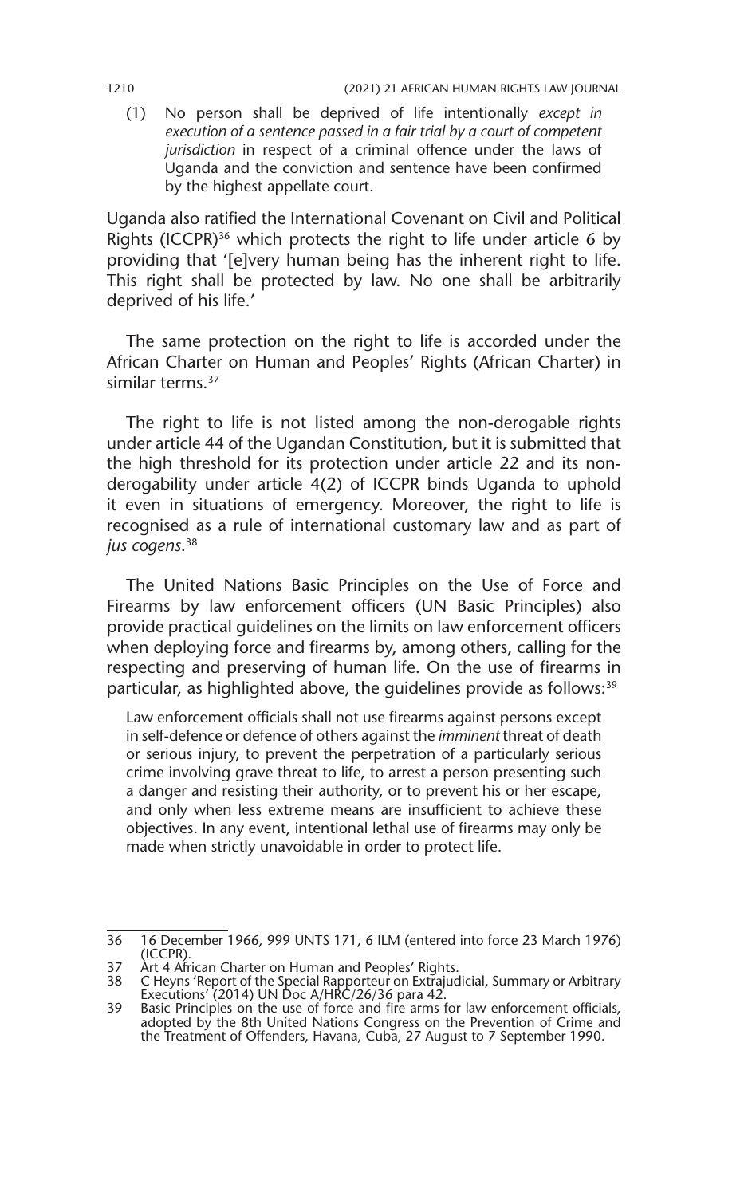(1) No person shall be deprived of life intentionally *except in execution of a sentence passed in a fair trial by a court of competent jurisdiction* in respect of a criminal offence under the laws of Uganda and the conviction and sentence have been confirmed by the highest appellate court.

Uganda also ratified the International Covenant on Civil and Political Rights (ICCPR)[36] which protects the right to life under article 6 by providing that '[e]very human being has the inherent right to life. This right shall be protected by law. No one shall be arbitrarily deprived of his life.'

The same protection on the right to life is accorded under the African Charter on Human and Peoples' Rights (African Charter) in similar terms.[37]

The right to life is not listed among the non-derogable rights under article 44 of the Ugandan Constitution, but it is submitted that the high threshold for its protection under article 22 and its non-derogability under article 4(2) of ICCPR binds Uganda to uphold it even in situations of emergency. Moreover, the right to life is recognised as a rule of international customary law and as part of *jus cogens*.[38]

The United Nations Basic Principles on the Use of Force and Firearms by law enforcement officers (UN Basic Principles) also provide practical guidelines on the limits on law enforcement officers when deploying force and firearms by, among others, calling for the respecting and preserving of human life. On the use of firearms in particular, as highlighted above, the guidelines provide as follows:[39]

> Law enforcement officials shall not use firearms against persons except in self-defence or defence of others against the *imminent* threat of death or serious injury, to prevent the perpetration of a particularly serious crime involving grave threat to life, to arrest a person presenting such a danger and resisting their authority, or to prevent his or her escape, and only when less extreme means are insufficient to achieve these objectives. In any event, intentional lethal use of firearms may only be made when strictly unavoidable in order to protect life.

---

36 16 December 1966, 999 UNTS 171, 6 ILM (entered into force 23 March 1976) (ICCPR).

37 Art 4 African Charter on Human and Peoples' Rights.

38 C Heyns 'Report of the Special Rapporteur on Extrajudicial, Summary or Arbitrary Executions' (2014) UN Doc A/HRC/26/36 para 42.

39 Basic Principles on the use of force and fire arms for law enforcement officials, adopted by the 8th United Nations Congress on the Prevention of Crime and the Treatment of Offenders, Havana, Cuba, 27 August to 7 September 1990.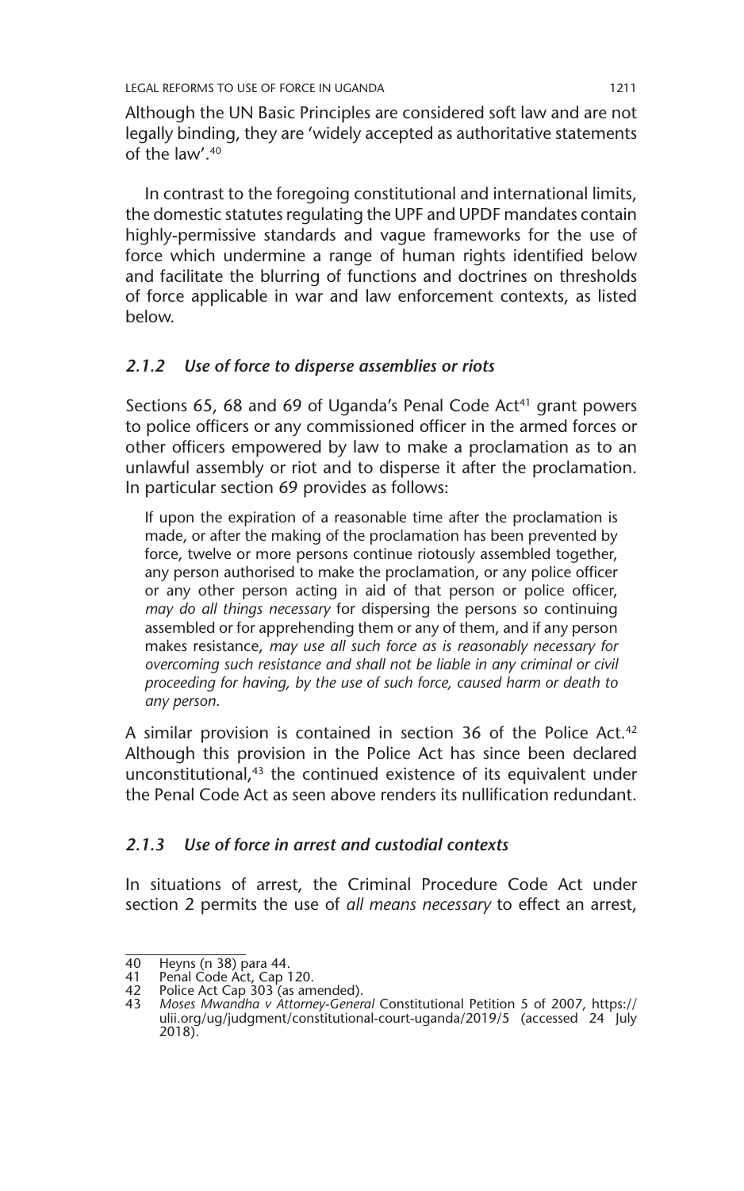Although the UN Basic Principles are considered soft law and are not legally binding, they are 'widely accepted as authoritative statements of the law'.[40]

In contrast to the foregoing constitutional and international limits, the domestic statutes regulating the UPF and UPDF mandates contain highly-permissive standards and vague frameworks for the use of force which undermine a range of human rights identified below and facilitate the blurring of functions and doctrines on thresholds of force applicable in war and law enforcement contexts, as listed below.

### *2.1.2 Use of force to disperse assemblies or riots*

Sections 65, 68 and 69 of Uganda's Penal Code Act[41] grant powers to police officers or any commissioned officer in the armed forces or other officers empowered by law to make a proclamation as to an unlawful assembly or riot and to disperse it after the proclamation. In particular section 69 provides as follows:

> If upon the expiration of a reasonable time after the proclamation is made, or after the making of the proclamation has been prevented by force, twelve or more persons continue riotously assembled together, any person authorised to make the proclamation, or any police officer or any other person acting in aid of that person or police officer, *may do all things necessary* for dispersing the persons so continuing assembled or for apprehending them or any of them, and if any person makes resistance, *may use all such force as is reasonably necessary for overcoming such resistance and shall not be liable in any criminal or civil proceeding for having, by the use of such force, caused harm or death to any person*.

A similar provision is contained in section 36 of the Police Act.[42] Although this provision in the Police Act has since been declared unconstitutional,[43] the continued existence of its equivalent under the Penal Code Act as seen above renders its nullification redundant.

### *2.1.3 Use of force in arrest and custodial contexts*

In situations of arrest, the Criminal Procedure Code Act under section 2 permits the use of *all means necessary* to effect an arrest,

---

40 Heyns (n 38) para 44.

41 Penal Code Act, Cap 120.

42 Police Act Cap 303 (as amended).

43 *Moses Mwandha v Attorney-General* Constitutional Petition 5 of 2007, https://ulii.org/ug/judgment/constitutional-court-uganda/2019/5 (accessed 24 July 2018).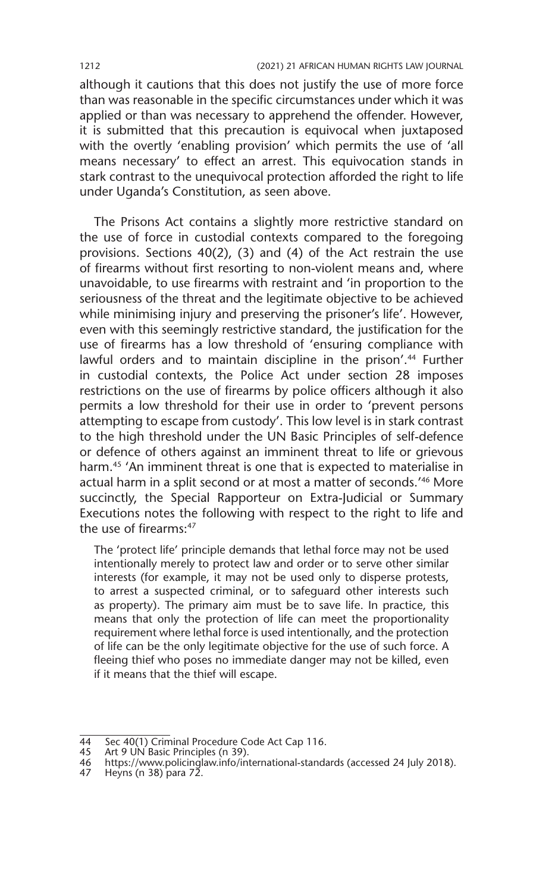although it cautions that this does not justify the use of more force than was reasonable in the specific circumstances under which it was applied or than was necessary to apprehend the offender. However, it is submitted that this precaution is equivocal when juxtaposed with the overtly 'enabling provision' which permits the use of 'all means necessary' to effect an arrest. This equivocation stands in stark contrast to the unequivocal protection afforded the right to life under Uganda's Constitution, as seen above.

The Prisons Act contains a slightly more restrictive standard on the use of force in custodial contexts compared to the foregoing provisions. Sections 40(2), (3) and (4) of the Act restrain the use of firearms without first resorting to non-violent means and, where unavoidable, to use firearms with restraint and 'in proportion to the seriousness of the threat and the legitimate objective to be achieved while minimising injury and preserving the prisoner's life'. However, even with this seemingly restrictive standard, the justification for the use of firearms has a low threshold of 'ensuring compliance with lawful orders and to maintain discipline in the prison'.[44] Further in custodial contexts, the Police Act under section 28 imposes restrictions on the use of firearms by police officers although it also permits a low threshold for their use in order to 'prevent persons attempting to escape from custody'. This low level is in stark contrast to the high threshold under the UN Basic Principles of self-defence or defence of others against an imminent threat to life or grievous harm.[45] 'An imminent threat is one that is expected to materialise in actual harm in a split second or at most a matter of seconds.'[46] More succinctly, the Special Rapporteur on Extra-Judicial or Summary Executions notes the following with respect to the right to life and the use of firearms:[47]

> The 'protect life' principle demands that lethal force may not be used intentionally merely to protect law and order or to serve other similar interests (for example, it may not be used only to disperse protests, to arrest a suspected criminal, or to safeguard other interests such as property). The primary aim must be to save life. In practice, this means that only the protection of life can meet the proportionality requirement where lethal force is used intentionally, and the protection of life can be the only legitimate objective for the use of such force. A fleeing thief who poses no immediate danger may not be killed, even if it means that the thief will escape.

---

44 Sec 40(1) Criminal Procedure Code Act Cap 116.

45 Art 9 UN Basic Principles (n 39).

46 https://www.policinglaw.info/international-standards (accessed 24 July 2018).

47 Heyns (n 38) para 72.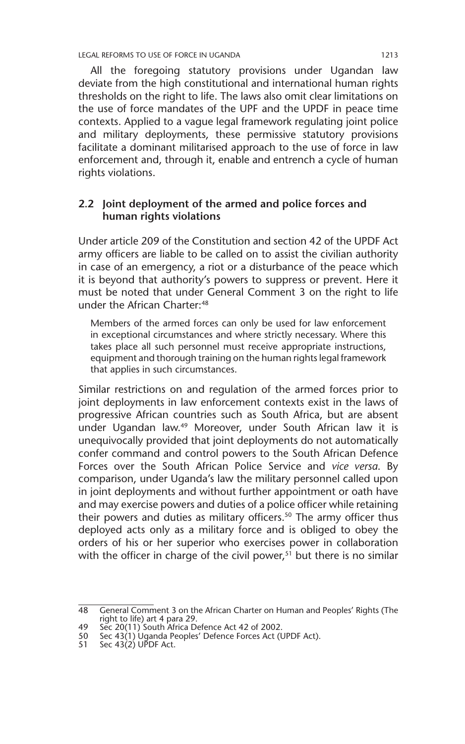All the foregoing statutory provisions under Ugandan law deviate from the high constitutional and international human rights thresholds on the right to life. The laws also omit clear limitations on the use of force mandates of the UPF and the UPDF in peace time contexts. Applied to a vague legal framework regulating joint police and military deployments, these permissive statutory provisions facilitate a dominant militarised approach to the use of force in law enforcement and, through it, enable and entrench a cycle of human rights violations.

### 2.2 Joint deployment of the armed and police forces and human rights violations

Under article 209 of the Constitution and section 42 of the UPDF Act army officers are liable to be called on to assist the civilian authority in case of an emergency, a riot or a disturbance of the peace which it is beyond that authority's powers to suppress or prevent. Here it must be noted that under General Comment 3 on the right to life under the African Charter:[48]

> Members of the armed forces can only be used for law enforcement in exceptional circumstances and where strictly necessary. Where this takes place all such personnel must receive appropriate instructions, equipment and thorough training on the human rights legal framework that applies in such circumstances.

Similar restrictions on and regulation of the armed forces prior to joint deployments in law enforcement contexts exist in the laws of progressive African countries such as South Africa, but are absent under Ugandan law.[49] Moreover, under South African law it is unequivocally provided that joint deployments do not automatically confer command and control powers to the South African Defence Forces over the South African Police Service and *vice versa*. By comparison, under Uganda's law the military personnel called upon in joint deployments and without further appointment or oath have and may exercise powers and duties of a police officer while retaining their powers and duties as military officers.[50] The army officer thus deployed acts only as a military force and is obliged to obey the orders of his or her superior who exercises power in collaboration with the officer in charge of the civil power,[51] but there is no similar

---

48 General Comment 3 on the African Charter on Human and Peoples' Rights (The right to life) art 4 para 29.

49 Sec 20(11) South Africa Defence Act 42 of 2002.

50 Sec 43(1) Uganda Peoples' Defence Forces Act (UPDF Act).

51 Sec 43(2) UPDF Act.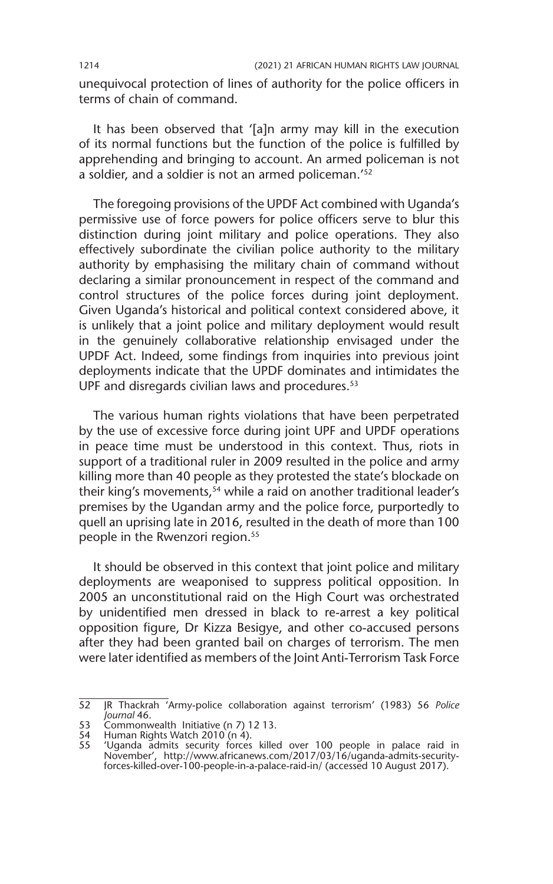unequivocal protection of lines of authority for the police officers in terms of chain of command.

It has been observed that '[a]n army may kill in the execution of its normal functions but the function of the police is fulfilled by apprehending and bringing to account. An armed policeman is not a soldier, and a soldier is not an armed policeman.'[52]

The foregoing provisions of the UPDF Act combined with Uganda's permissive use of force powers for police officers serve to blur this distinction during joint military and police operations. They also effectively subordinate the civilian police authority to the military authority by emphasising the military chain of command without declaring a similar pronouncement in respect of the command and control structures of the police forces during joint deployment. Given Uganda's historical and political context considered above, it is unlikely that a joint police and military deployment would result in the genuinely collaborative relationship envisaged under the UPDF Act. Indeed, some findings from inquiries into previous joint deployments indicate that the UPDF dominates and intimidates the UPF and disregards civilian laws and procedures.[53]

The various human rights violations that have been perpetrated by the use of excessive force during joint UPF and UPDF operations in peace time must be understood in this context. Thus, riots in support of a traditional ruler in 2009 resulted in the police and army killing more than 40 people as they protested the state's blockade on their king's movements,[54] while a raid on another traditional leader's premises by the Ugandan army and the police force, purportedly to quell an uprising late in 2016, resulted in the death of more than 100 people in the Rwenzori region.[55]

It should be observed in this context that joint police and military deployments are weaponised to suppress political opposition. In 2005 an unconstitutional raid on the High Court was orchestrated by unidentified men dressed in black to re-arrest a key political opposition figure, Dr Kizza Besigye, and other co-accused persons after they had been granted bail on charges of terrorism. The men were later identified as members of the Joint Anti-Terrorism Task Force

---

52 JR Thackrah 'Army-police collaboration against terrorism' (1983) 56 *Police Journal* 46.

53 Commonwealth Initiative (n 7) 12 13.

54 Human Rights Watch 2010 (n 4).

55 'Uganda admits security forces killed over 100 people in palace raid in November', http://www.africanews.com/2017/03/16/uganda-admits-security-forces-killed-over-100-people-in-a-palace-raid-in/ (accessed 10 August 2017).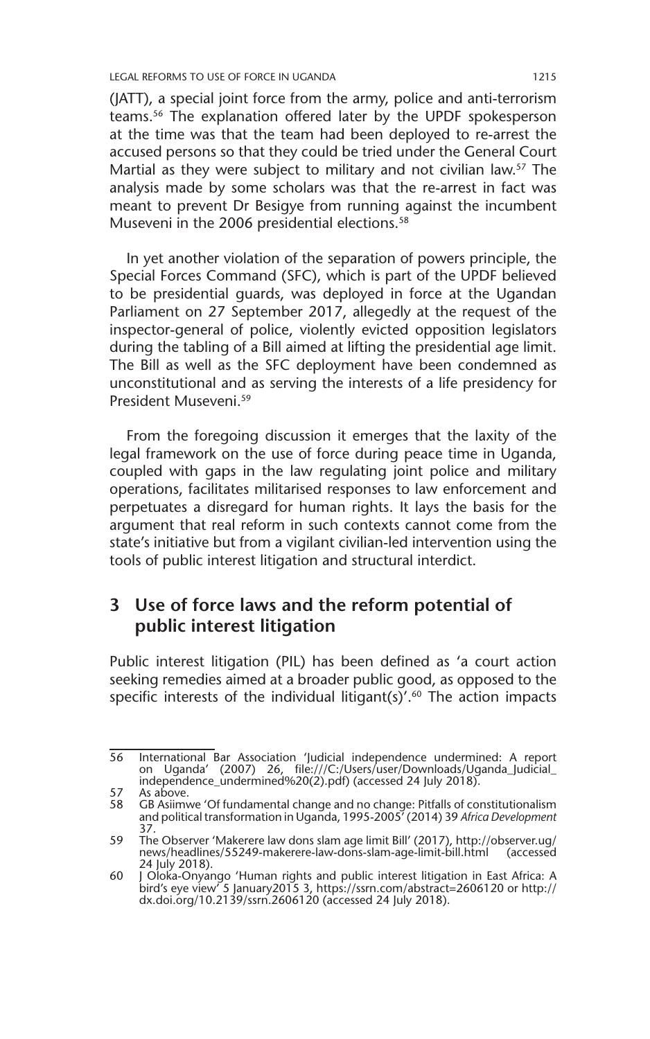(JATT), a special joint force from the army, police and anti-terrorism teams.[56] The explanation offered later by the UPDF spokesperson at the time was that the team had been deployed to re-arrest the accused persons so that they could be tried under the General Court Martial as they were subject to military and not civilian law.[57] The analysis made by some scholars was that the re-arrest in fact was meant to prevent Dr Besigye from running against the incumbent Museveni in the 2006 presidential elections.[58]

In yet another violation of the separation of powers principle, the Special Forces Command (SFC), which is part of the UPDF believed to be presidential guards, was deployed in force at the Ugandan Parliament on 27 September 2017, allegedly at the request of the inspector-general of police, violently evicted opposition legislators during the tabling of a Bill aimed at lifting the presidential age limit. The Bill as well as the SFC deployment have been condemned as unconstitutional and as serving the interests of a life presidency for President Museveni.[59]

From the foregoing discussion it emerges that the laxity of the legal framework on the use of force during peace time in Uganda, coupled with gaps in the law regulating joint police and military operations, facilitates militarised responses to law enforcement and perpetuates a disregard for human rights. It lays the basis for the argument that real reform in such contexts cannot come from the state's initiative but from a vigilant civilian-led intervention using the tools of public interest litigation and structural interdict.

## 3 Use of force laws and the reform potential of public interest litigation

Public interest litigation (PIL) has been defined as 'a court action seeking remedies aimed at a broader public good, as opposed to the specific interests of the individual litigant(s)'.[60] The action impacts

---

56 International Bar Association 'Judicial independence undermined: A report on Uganda' (2007) 26, file:///C:/Users/user/Downloads/Uganda_Judicial_independence_undermined%20(2).pdf) (accessed 24 July 2018).

57 As above.

58 GB Asiimwe 'Of fundamental change and no change: Pitfalls of constitutionalism and political transformation in Uganda, 1995-2005' (2014) 39 *Africa Development* 37.

59 The Observer 'Makerere law dons slam age limit Bill' (2017), http://observer.ug/news/headlines/55249-makerere-law-dons-slam-age-limit-bill.html (accessed 24 July 2018).

60 J Oloka-Onyango 'Human rights and public interest litigation in East Africa: A bird's eye view' 5 January2015 3, https://ssrn.com/abstract=2606120 or http://dx.doi.org/10.2139/ssrn.2606120 (accessed 24 July 2018).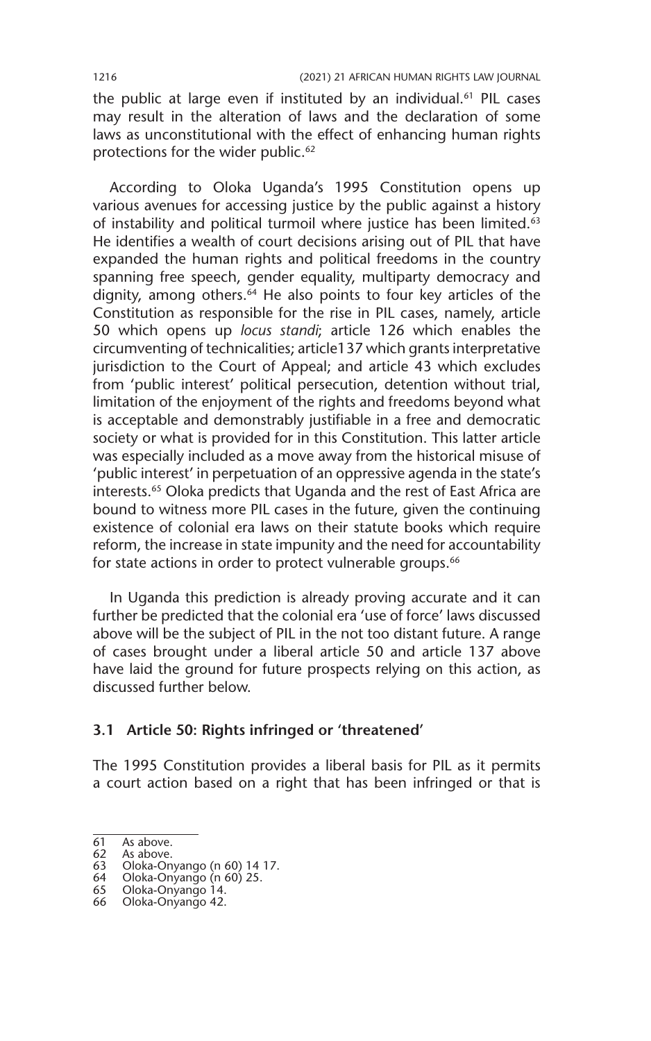the public at large even if instituted by an individual.[61] PIL cases may result in the alteration of laws and the declaration of some laws as unconstitutional with the effect of enhancing human rights protections for the wider public.[62]

According to Oloka Uganda's 1995 Constitution opens up various avenues for accessing justice by the public against a history of instability and political turmoil where justice has been limited.[63] He identifies a wealth of court decisions arising out of PIL that have expanded the human rights and political freedoms in the country spanning free speech, gender equality, multiparty democracy and dignity, among others.[64] He also points to four key articles of the Constitution as responsible for the rise in PIL cases, namely, article 50 which opens up *locus standi*; article 126 which enables the circumventing of technicalities; article137 which grants interpretative jurisdiction to the Court of Appeal; and article 43 which excludes from 'public interest' political persecution, detention without trial, limitation of the enjoyment of the rights and freedoms beyond what is acceptable and demonstrably justifiable in a free and democratic society or what is provided for in this Constitution. This latter article was especially included as a move away from the historical misuse of 'public interest' in perpetuation of an oppressive agenda in the state's interests.[65] Oloka predicts that Uganda and the rest of East Africa are bound to witness more PIL cases in the future, given the continuing existence of colonial era laws on their statute books which require reform, the increase in state impunity and the need for accountability for state actions in order to protect vulnerable groups.[66]

In Uganda this prediction is already proving accurate and it can further be predicted that the colonial era 'use of force' laws discussed above will be the subject of PIL in the not too distant future. A range of cases brought under a liberal article 50 and article 137 above have laid the ground for future prospects relying on this action, as discussed further below.

### 3.1 Article 50: Rights infringed or 'threatened'

The 1995 Constitution provides a liberal basis for PIL as it permits a court action based on a right that has been infringed or that is

---

61 As above.
62 As above.
63 Oloka-Onyango (n 60) 14 17.
64 Oloka-Onyango (n 60) 25.
65 Oloka-Onyango 14.
66 Oloka-Onyango 42.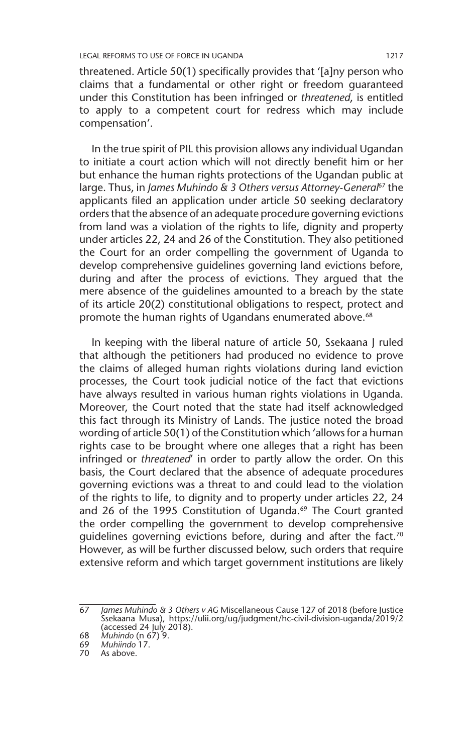threatened. Article 50(1) specifically provides that '[a]ny person who claims that a fundamental or other right or freedom guaranteed under this Constitution has been infringed or *threatened*, is entitled to apply to a competent court for redress which may include compensation'.

In the true spirit of PIL this provision allows any individual Ugandan to initiate a court action which will not directly benefit him or her but enhance the human rights protections of the Ugandan public at large. Thus, in *James Muhindo & 3 Others versus Attorney-General*[67] the applicants filed an application under article 50 seeking declaratory orders that the absence of an adequate procedure governing evictions from land was a violation of the rights to life, dignity and property under articles 22, 24 and 26 of the Constitution. They also petitioned the Court for an order compelling the government of Uganda to develop comprehensive guidelines governing land evictions before, during and after the process of evictions. They argued that the mere absence of the guidelines amounted to a breach by the state of its article 20(2) constitutional obligations to respect, protect and promote the human rights of Ugandans enumerated above.[68]

In keeping with the liberal nature of article 50, Ssekaana J ruled that although the petitioners had produced no evidence to prove the claims of alleged human rights violations during land eviction processes, the Court took judicial notice of the fact that evictions have always resulted in various human rights violations in Uganda. Moreover, the Court noted that the state had itself acknowledged this fact through its Ministry of Lands. The justice noted the broad wording of article 50(1) of the Constitution which 'allows for a human rights case to be brought where one alleges that a right has been infringed or *threatened*' in order to partly allow the order. On this basis, the Court declared that the absence of adequate procedures governing evictions was a threat to and could lead to the violation of the rights to life, to dignity and to property under articles 22, 24 and 26 of the 1995 Constitution of Uganda.[69] The Court granted the order compelling the government to develop comprehensive guidelines governing evictions before, during and after the fact.[70] However, as will be further discussed below, such orders that require extensive reform and which target government institutions are likely

67 *James Muhindo & 3 Others v AG* Miscellaneous Cause 127 of 2018 (before Justice Ssekaana Musa), https://ulii.org/ug/judgment/hc-civil-division-uganda/2019/2 (accessed 24 July 2018).

68 *Muhindo* (n 67) 9.

69 *Muhiindo* 17.

70 As above.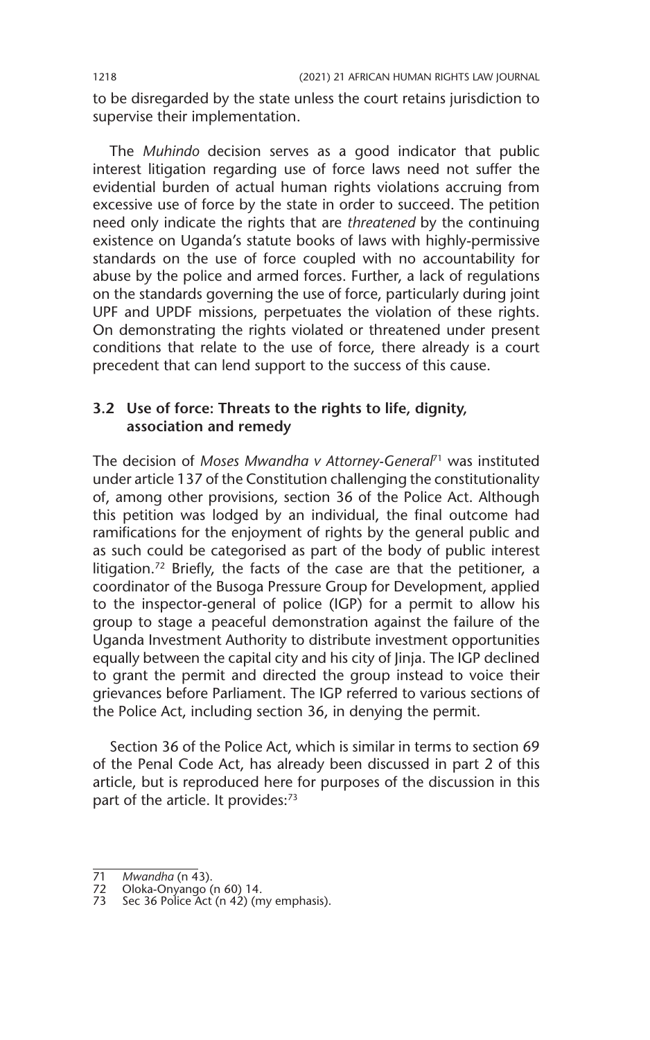to be disregarded by the state unless the court retains jurisdiction to supervise their implementation.

The *Muhindo* decision serves as a good indicator that public interest litigation regarding use of force laws need not suffer the evidential burden of actual human rights violations accruing from excessive use of force by the state in order to succeed. The petition need only indicate the rights that are *threatened* by the continuing existence on Uganda's statute books of laws with highly-permissive standards on the use of force coupled with no accountability for abuse by the police and armed forces. Further, a lack of regulations on the standards governing the use of force, particularly during joint UPF and UPDF missions, perpetuates the violation of these rights. On demonstrating the rights violated or threatened under present conditions that relate to the use of force, there already is a court precedent that can lend support to the success of this cause.

### 3.2 Use of force: Threats to the rights to life, dignity, association and remedy

The decision of *Moses Mwandha v Attorney-General*[71] was instituted under article 137 of the Constitution challenging the constitutionality of, among other provisions, section 36 of the Police Act. Although this petition was lodged by an individual, the final outcome had ramifications for the enjoyment of rights by the general public and as such could be categorised as part of the body of public interest litigation.[72] Briefly, the facts of the case are that the petitioner, a coordinator of the Busoga Pressure Group for Development, applied to the inspector-general of police (IGP) for a permit to allow his group to stage a peaceful demonstration against the failure of the Uganda Investment Authority to distribute investment opportunities equally between the capital city and his city of Jinja. The IGP declined to grant the permit and directed the group instead to voice their grievances before Parliament. The IGP referred to various sections of the Police Act, including section 36, in denying the permit.

Section 36 of the Police Act, which is similar in terms to section 69 of the Penal Code Act, has already been discussed in part 2 of this article, but is reproduced here for purposes of the discussion in this part of the article. It provides:[73]

---

71 *Mwandha* (n 43).

72 Oloka-Onyango (n 60) 14.

73 Sec 36 Police Act (n 42) (my emphasis).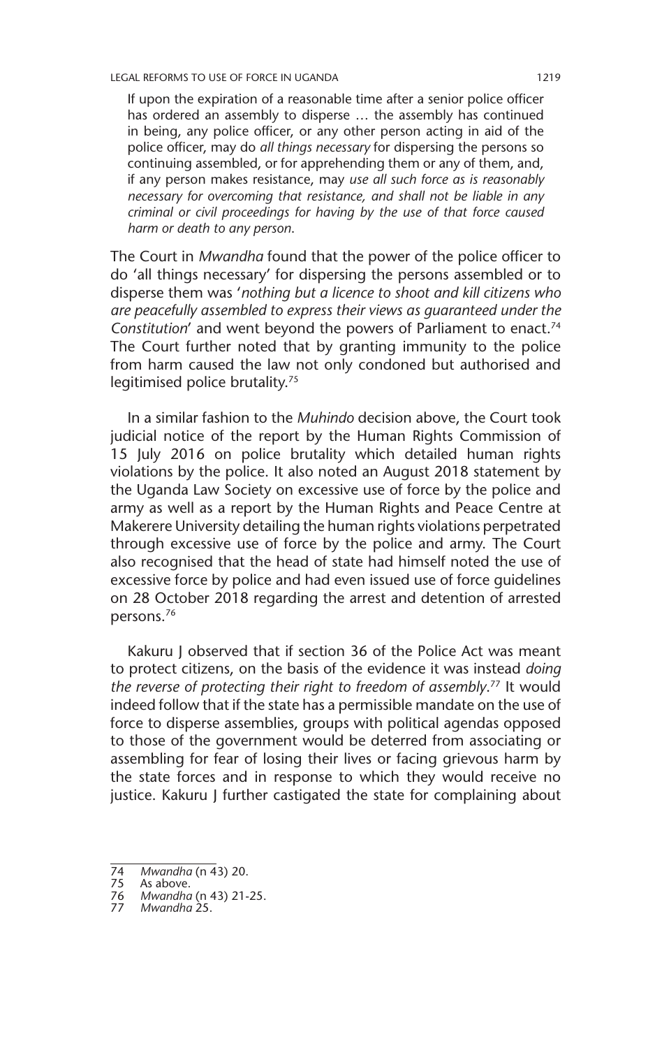> If upon the expiration of a reasonable time after a senior police officer has ordered an assembly to disperse … the assembly has continued in being, any police officer, or any other person acting in aid of the police officer, may do *all things necessary* for dispersing the persons so continuing assembled, or for apprehending them or any of them, and, if any person makes resistance, may *use all such force as is reasonably necessary for overcoming that resistance, and shall not be liable in any criminal or civil proceedings for having by the use of that force caused harm or death to any person*.

The Court in *Mwandha* found that the power of the police officer to do 'all things necessary' for dispersing the persons assembled or to disperse them was '*nothing but a licence to shoot and kill citizens who are peacefully assembled to express their views as guaranteed under the Constitution*' and went beyond the powers of Parliament to enact.[74] The Court further noted that by granting immunity to the police from harm caused the law not only condoned but authorised and legitimised police brutality.[75]

In a similar fashion to the *Muhindo* decision above, the Court took judicial notice of the report by the Human Rights Commission of 15 July 2016 on police brutality which detailed human rights violations by the police. It also noted an August 2018 statement by the Uganda Law Society on excessive use of force by the police and army as well as a report by the Human Rights and Peace Centre at Makerere University detailing the human rights violations perpetrated through excessive use of force by the police and army. The Court also recognised that the head of state had himself noted the use of excessive force by police and had even issued use of force guidelines on 28 October 2018 regarding the arrest and detention of arrested persons.[76]

Kakuru J observed that if section 36 of the Police Act was meant to protect citizens, on the basis of the evidence it was instead *doing the reverse of protecting their right to freedom of assembly*.[77] It would indeed follow that if the state has a permissible mandate on the use of force to disperse assemblies, groups with political agendas opposed to those of the government would be deterred from associating or assembling for fear of losing their lives or facing grievous harm by the state forces and in response to which they would receive no justice. Kakuru J further castigated the state for complaining about

---

74 *Mwandha* (n 43) 20.
75 As above.
76 *Mwandha* (n 43) 21-25.
77 *Mwandha* 25.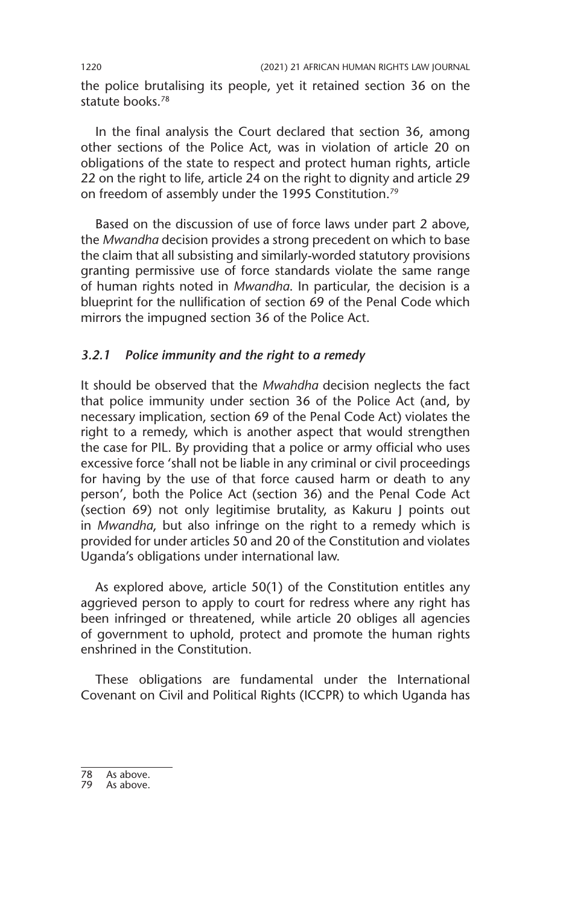the police brutalising its people, yet it retained section 36 on the statute books.[78]

In the final analysis the Court declared that section 36, among other sections of the Police Act, was in violation of article 20 on obligations of the state to respect and protect human rights, article 22 on the right to life, article 24 on the right to dignity and article 29 on freedom of assembly under the 1995 Constitution.[79]

Based on the discussion of use of force laws under part 2 above, the *Mwandha* decision provides a strong precedent on which to base the claim that all subsisting and similarly-worded statutory provisions granting permissive use of force standards violate the same range of human rights noted in *Mwandha*. In particular, the decision is a blueprint for the nullification of section 69 of the Penal Code which mirrors the impugned section 36 of the Police Act.

### *3.2.1 Police immunity and the right to a remedy*

It should be observed that the *Mwahdha* decision neglects the fact that police immunity under section 36 of the Police Act (and, by necessary implication, section 69 of the Penal Code Act) violates the right to a remedy, which is another aspect that would strengthen the case for PIL. By providing that a police or army official who uses excessive force 'shall not be liable in any criminal or civil proceedings for having by the use of that force caused harm or death to any person', both the Police Act (section 36) and the Penal Code Act (section 69) not only legitimise brutality, as Kakuru J points out in *Mwandha*, but also infringe on the right to a remedy which is provided for under articles 50 and 20 of the Constitution and violates Uganda's obligations under international law.

As explored above, article 50(1) of the Constitution entitles any aggrieved person to apply to court for redress where any right has been infringed or threatened, while article 20 obliges all agencies of government to uphold, protect and promote the human rights enshrined in the Constitution.

These obligations are fundamental under the International Covenant on Civil and Political Rights (ICCPR) to which Uganda has

---

78 As above.

79 As above.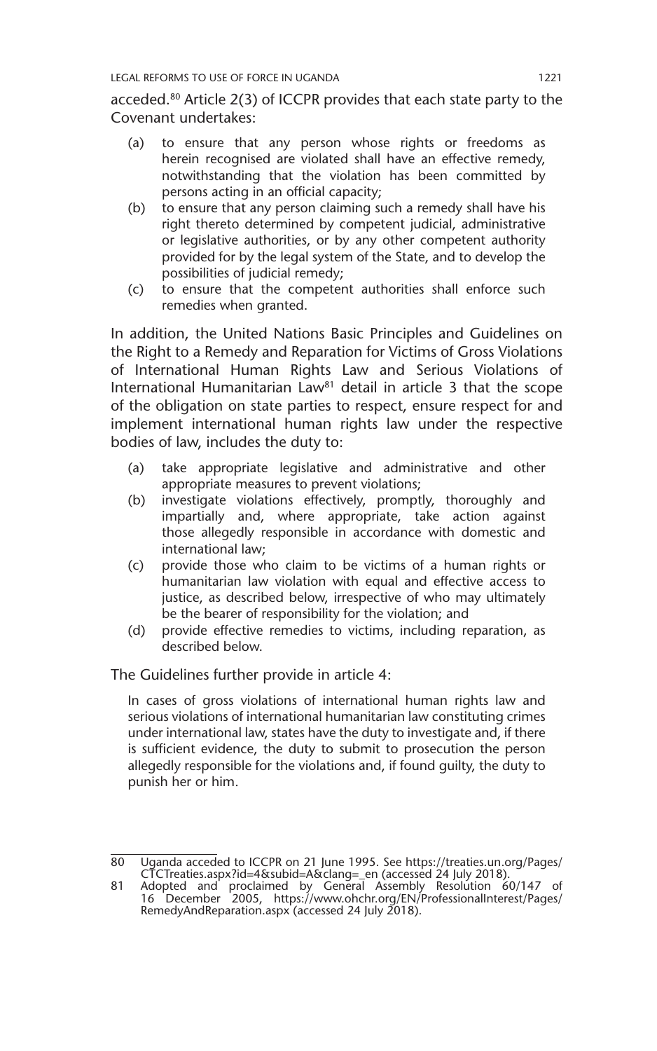acceded.[80] Article 2(3) of ICCPR provides that each state party to the Covenant undertakes:

(a) to ensure that any person whose rights or freedoms as herein recognised are violated shall have an effective remedy, notwithstanding that the violation has been committed by persons acting in an official capacity;
(b) to ensure that any person claiming such a remedy shall have his right thereto determined by competent judicial, administrative or legislative authorities, or by any other competent authority provided for by the legal system of the State, and to develop the possibilities of judicial remedy;
(c) to ensure that the competent authorities shall enforce such remedies when granted.

In addition, the United Nations Basic Principles and Guidelines on the Right to a Remedy and Reparation for Victims of Gross Violations of International Human Rights Law and Serious Violations of International Humanitarian Law[81] detail in article 3 that the scope of the obligation on state parties to respect, ensure respect for and implement international human rights law under the respective bodies of law, includes the duty to:

(a) take appropriate legislative and administrative and other appropriate measures to prevent violations;
(b) investigate violations effectively, promptly, thoroughly and impartially and, where appropriate, take action against those allegedly responsible in accordance with domestic and international law;
(c) provide those who claim to be victims of a human rights or humanitarian law violation with equal and effective access to justice, as described below, irrespective of who may ultimately be the bearer of responsibility for the violation; and
(d) provide effective remedies to victims, including reparation, as described below.

The Guidelines further provide in article 4:

> In cases of gross violations of international human rights law and serious violations of international humanitarian law constituting crimes under international law, states have the duty to investigate and, if there is sufficient evidence, the duty to submit to prosecution the person allegedly responsible for the violations and, if found guilty, the duty to punish her or him.

---

80 Uganda acceded to ICCPR on 21 June 1995. See https://treaties.un.org/Pages/CTCTreaties.aspx?id=4&subid=A&clang=_en (accessed 24 July 2018).

81 Adopted and proclaimed by General Assembly Resolution 60/147 of 16 December 2005, https://www.ohchr.org/EN/ProfessionalInterest/Pages/RemedyAndReparation.aspx (accessed 24 July 2018).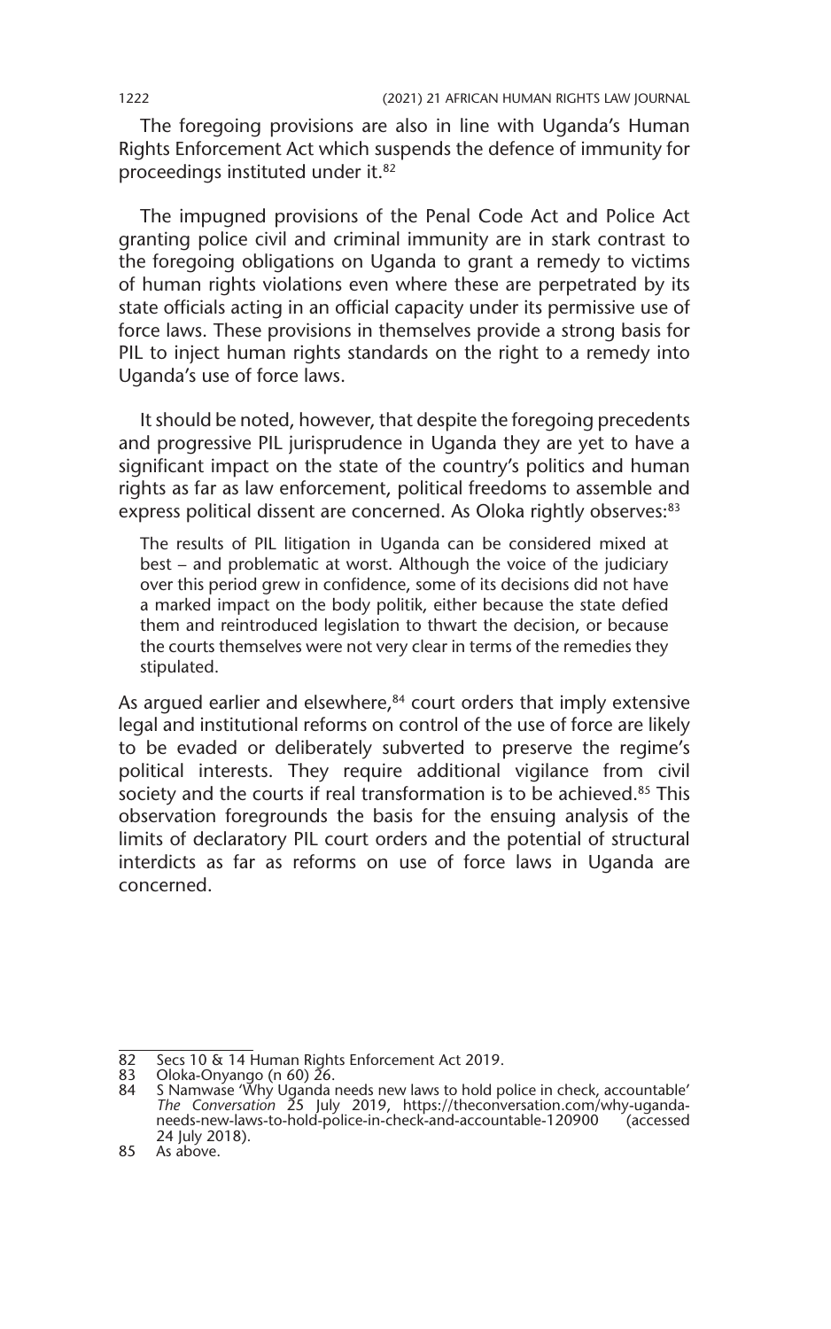The foregoing provisions are also in line with Uganda's Human Rights Enforcement Act which suspends the defence of immunity for proceedings instituted under it.[82]

The impugned provisions of the Penal Code Act and Police Act granting police civil and criminal immunity are in stark contrast to the foregoing obligations on Uganda to grant a remedy to victims of human rights violations even where these are perpetrated by its state officials acting in an official capacity under its permissive use of force laws. These provisions in themselves provide a strong basis for PIL to inject human rights standards on the right to a remedy into Uganda's use of force laws.

It should be noted, however, that despite the foregoing precedents and progressive PIL jurisprudence in Uganda they are yet to have a significant impact on the state of the country's politics and human rights as far as law enforcement, political freedoms to assemble and express political dissent are concerned. As Oloka rightly observes:[83]

> The results of PIL litigation in Uganda can be considered mixed at best – and problematic at worst. Although the voice of the judiciary over this period grew in confidence, some of its decisions did not have a marked impact on the body politik, either because the state defied them and reintroduced legislation to thwart the decision, or because the courts themselves were not very clear in terms of the remedies they stipulated.

As argued earlier and elsewhere,[84] court orders that imply extensive legal and institutional reforms on control of the use of force are likely to be evaded or deliberately subverted to preserve the regime's political interests. They require additional vigilance from civil society and the courts if real transformation is to be achieved.[85] This observation foregrounds the basis for the ensuing analysis of the limits of declaratory PIL court orders and the potential of structural interdicts as far as reforms on use of force laws in Uganda are concerned.

---

82 Secs 10 & 14 Human Rights Enforcement Act 2019.

83 Oloka-Onyango (n 60) 26.

84 S Namwase 'Why Uganda needs new laws to hold police in check, accountable' *The Conversation* 25 July 2019, https://theconversation.com/why-uganda-needs-new-laws-to-hold-police-in-check-and-accountable-120900 (accessed 24 July 2018).

85 As above.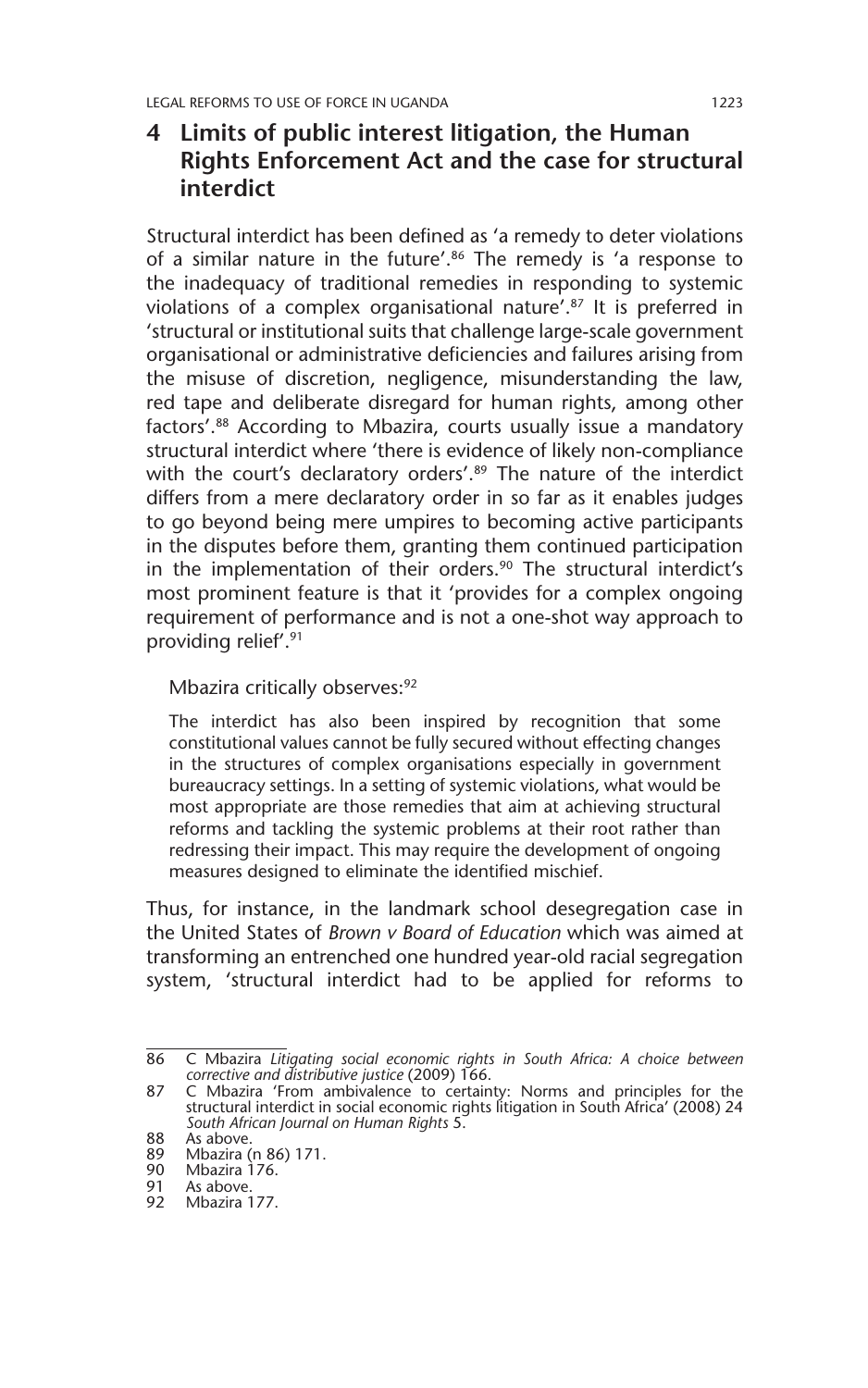## 4 Limits of public interest litigation, the Human Rights Enforcement Act and the case for structural interdict

Structural interdict has been defined as 'a remedy to deter violations of a similar nature in the future'.[86] The remedy is 'a response to the inadequacy of traditional remedies in responding to systemic violations of a complex organisational nature'.[87] It is preferred in 'structural or institutional suits that challenge large-scale government organisational or administrative deficiencies and failures arising from the misuse of discretion, negligence, misunderstanding the law, red tape and deliberate disregard for human rights, among other factors'.[88] According to Mbazira, courts usually issue a mandatory structural interdict where 'there is evidence of likely non-compliance with the court's declaratory orders'.[89] The nature of the interdict differs from a mere declaratory order in so far as it enables judges to go beyond being mere umpires to becoming active participants in the disputes before them, granting them continued participation in the implementation of their orders.[90] The structural interdict's most prominent feature is that it 'provides for a complex ongoing requirement of performance and is not a one-shot way approach to providing relief'.[91]

Mbazira critically observes:[92]

> The interdict has also been inspired by recognition that some constitutional values cannot be fully secured without effecting changes in the structures of complex organisations especially in government bureaucracy settings. In a setting of systemic violations, what would be most appropriate are those remedies that aim at achieving structural reforms and tackling the systemic problems at their root rather than redressing their impact. This may require the development of ongoing measures designed to eliminate the identified mischief.

Thus, for instance, in the landmark school desegregation case in the United States of *Brown v Board of Education* which was aimed at transforming an entrenched one hundred year-old racial segregation system, 'structural interdict had to be applied for reforms to

---

86 C Mbazira *Litigating social economic rights in South Africa: A choice between corrective and distributive justice* (2009) 166.

87 C Mbazira 'From ambivalence to certainty: Norms and principles for the structural interdict in social economic rights litigation in South Africa' (2008) 24 *South African Journal on Human Rights* 5.

88 As above.

89 Mbazira (n 86) 171.

90 Mbazira 176.

91 As above.

92 Mbazira 177.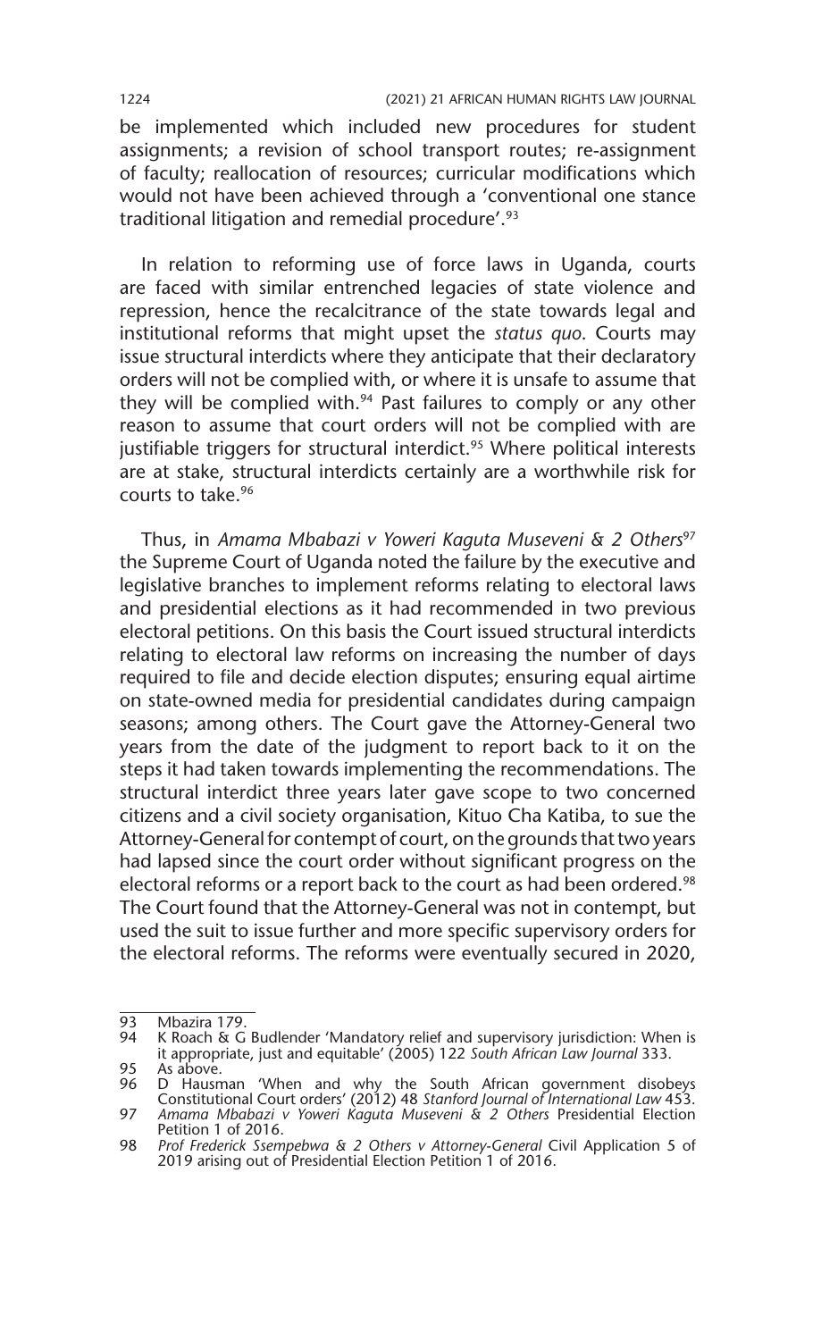be implemented which included new procedures for student assignments; a revision of school transport routes; re-assignment of faculty; reallocation of resources; curricular modifications which would not have been achieved through a 'conventional one stance traditional litigation and remedial procedure'.[93]

In relation to reforming use of force laws in Uganda, courts are faced with similar entrenched legacies of state violence and repression, hence the recalcitrance of the state towards legal and institutional reforms that might upset the *status quo*. Courts may issue structural interdicts where they anticipate that their declaratory orders will not be complied with, or where it is unsafe to assume that they will be complied with.[94] Past failures to comply or any other reason to assume that court orders will not be complied with are justifiable triggers for structural interdict.[95] Where political interests are at stake, structural interdicts certainly are a worthwhile risk for courts to take.[96]

Thus, in *Amama Mbabazi v Yoweri Kaguta Museveni & 2 Others*[97] the Supreme Court of Uganda noted the failure by the executive and legislative branches to implement reforms relating to electoral laws and presidential elections as it had recommended in two previous electoral petitions. On this basis the Court issued structural interdicts relating to electoral law reforms on increasing the number of days required to file and decide election disputes; ensuring equal airtime on state-owned media for presidential candidates during campaign seasons; among others. The Court gave the Attorney-General two years from the date of the judgment to report back to it on the steps it had taken towards implementing the recommendations. The structural interdict three years later gave scope to two concerned citizens and a civil society organisation, Kituo Cha Katiba, to sue the Attorney-General for contempt of court, on the grounds that two years had lapsed since the court order without significant progress on the electoral reforms or a report back to the court as had been ordered.[98] The Court found that the Attorney-General was not in contempt, but used the suit to issue further and more specific supervisory orders for the electoral reforms. The reforms were eventually secured in 2020,

---

93 Mbazira 179.

94 K Roach & G Budlender 'Mandatory relief and supervisory jurisdiction: When is it appropriate, just and equitable' (2005) 122 *South African Law Journal* 333.

95 As above.

96 D Hausman 'When and why the South African government disobeys Constitutional Court orders' (2012) 48 *Stanford Journal of International Law* 453.

97 *Amama Mbabazi v Yoweri Kaguta Museveni & 2 Others* Presidential Election Petition 1 of 2016.

98 *Prof Frederick Ssempebwa & 2 Others v Attorney-General* Civil Application 5 of 2019 arising out of Presidential Election Petition 1 of 2016.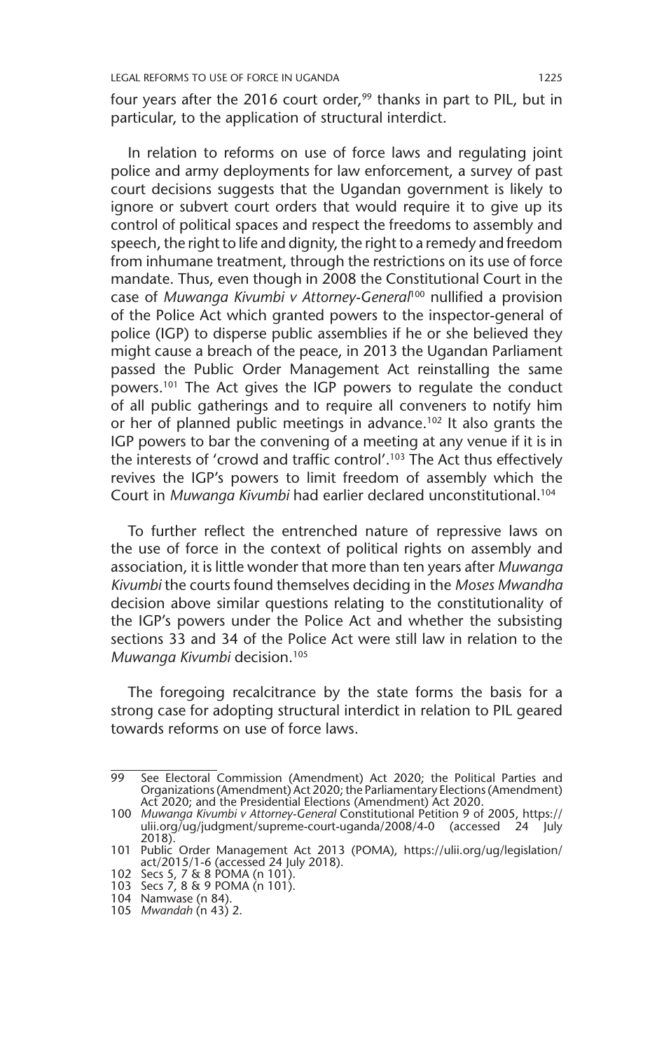four years after the 2016 court order,[99] thanks in part to PIL, but in particular, to the application of structural interdict.

In relation to reforms on use of force laws and regulating joint police and army deployments for law enforcement, a survey of past court decisions suggests that the Ugandan government is likely to ignore or subvert court orders that would require it to give up its control of political spaces and respect the freedoms to assembly and speech, the right to life and dignity, the right to a remedy and freedom from inhumane treatment, through the restrictions on its use of force mandate. Thus, even though in 2008 the Constitutional Court in the case of *Muwanga Kivumbi v Attorney-General*[100] nullified a provision of the Police Act which granted powers to the inspector-general of police (IGP) to disperse public assemblies if he or she believed they might cause a breach of the peace, in 2013 the Ugandan Parliament passed the Public Order Management Act reinstalling the same powers.[101] The Act gives the IGP powers to regulate the conduct of all public gatherings and to require all conveners to notify him or her of planned public meetings in advance.[102] It also grants the IGP powers to bar the convening of a meeting at any venue if it is in the interests of 'crowd and traffic control'.[103] The Act thus effectively revives the IGP's powers to limit freedom of assembly which the Court in *Muwanga Kivumbi* had earlier declared unconstitutional.[104]

To further reflect the entrenched nature of repressive laws on the use of force in the context of political rights on assembly and association, it is little wonder that more than ten years after *Muwanga Kivumbi* the courts found themselves deciding in the *Moses Mwandha* decision above similar questions relating to the constitutionality of the IGP's powers under the Police Act and whether the subsisting sections 33 and 34 of the Police Act were still law in relation to the *Muwanga Kivumbi* decision.[105]

The foregoing recalcitrance by the state forms the basis for a strong case for adopting structural interdict in relation to PIL geared towards reforms on use of force laws.

---

99 See Electoral Commission (Amendment) Act 2020; the Political Parties and Organizations (Amendment) Act 2020; the Parliamentary Elections (Amendment) Act 2020; and the Presidential Elections (Amendment) Act 2020.

100 *Muwanga Kivumbi v Attorney-General* Constitutional Petition 9 of 2005, https://ulii.org/ug/judgment/supreme-court-uganda/2008/4-0 (accessed 24 July 2018).

101 Public Order Management Act 2013 (POMA), https://ulii.org/ug/legislation/act/2015/1-6 (accessed 24 July 2018).

102 Secs 5, 7 & 8 POMA (n 101).

103 Secs 7, 8 & 9 POMA (n 101).

104 Namwase (n 84).

105 *Mwandah* (n 43) 2.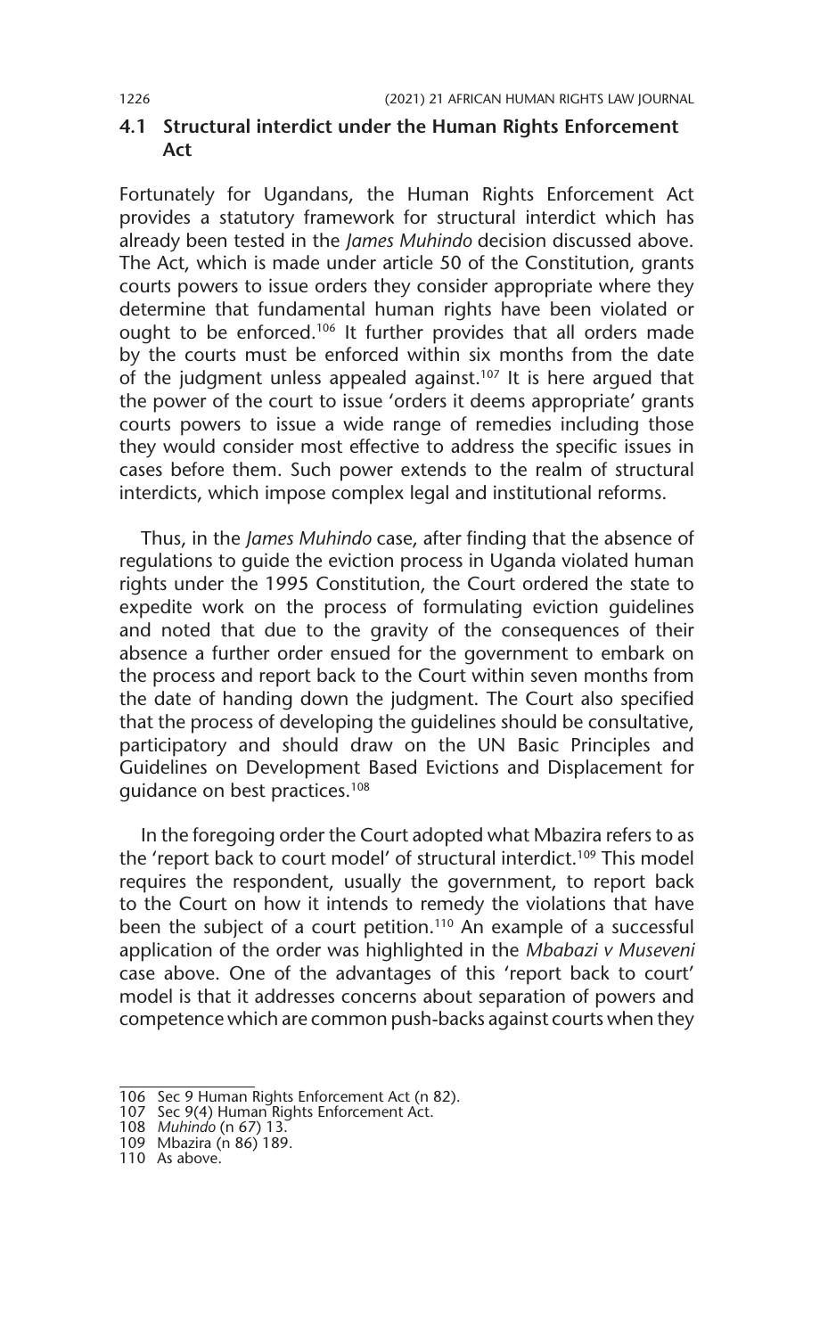### 4.1 Structural interdict under the Human Rights Enforcement Act

Fortunately for Ugandans, the Human Rights Enforcement Act provides a statutory framework for structural interdict which has already been tested in the *James Muhindo* decision discussed above. The Act, which is made under article 50 of the Constitution, grants courts powers to issue orders they consider appropriate where they determine that fundamental human rights have been violated or ought to be enforced.[106] It further provides that all orders made by the courts must be enforced within six months from the date of the judgment unless appealed against.[107] It is here argued that the power of the court to issue 'orders it deems appropriate' grants courts powers to issue a wide range of remedies including those they would consider most effective to address the specific issues in cases before them. Such power extends to the realm of structural interdicts, which impose complex legal and institutional reforms.

Thus, in the *James Muhindo* case, after finding that the absence of regulations to guide the eviction process in Uganda violated human rights under the 1995 Constitution, the Court ordered the state to expedite work on the process of formulating eviction guidelines and noted that due to the gravity of the consequences of their absence a further order ensued for the government to embark on the process and report back to the Court within seven months from the date of handing down the judgment. The Court also specified that the process of developing the guidelines should be consultative, participatory and should draw on the UN Basic Principles and Guidelines on Development Based Evictions and Displacement for guidance on best practices.[108]

In the foregoing order the Court adopted what Mbazira refers to as the 'report back to court model' of structural interdict.[109] This model requires the respondent, usually the government, to report back to the Court on how it intends to remedy the violations that have been the subject of a court petition.[110] An example of a successful application of the order was highlighted in the *Mbabazi v Museveni* case above. One of the advantages of this 'report back to court' model is that it addresses concerns about separation of powers and competence which are common push-backs against courts when they

---

106 Sec 9 Human Rights Enforcement Act (n 82).
107 Sec 9(4) Human Rights Enforcement Act.
108 *Muhindo* (n 67) 13.
109 Mbazira (n 86) 189.
110 As above.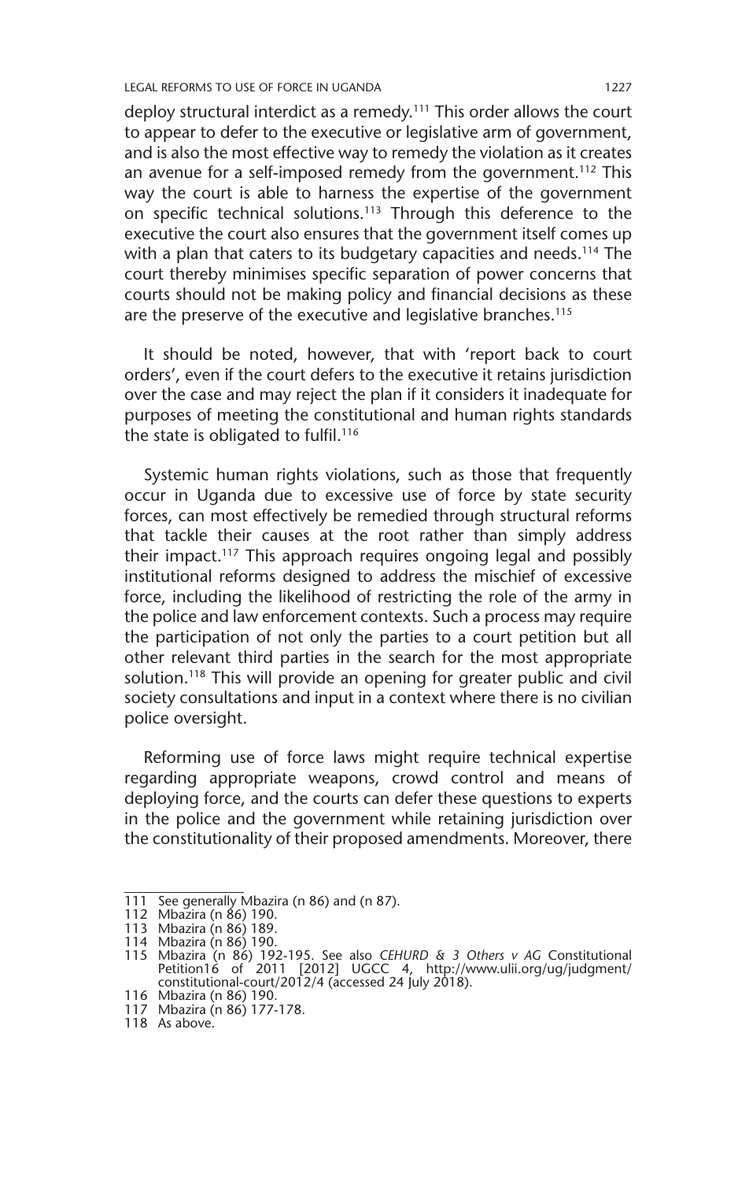deploy structural interdict as a remedy.[111] This order allows the court to appear to defer to the executive or legislative arm of government, and is also the most effective way to remedy the violation as it creates an avenue for a self-imposed remedy from the government.[112] This way the court is able to harness the expertise of the government on specific technical solutions.[113] Through this deference to the executive the court also ensures that the government itself comes up with a plan that caters to its budgetary capacities and needs.[114] The court thereby minimises specific separation of power concerns that courts should not be making policy and financial decisions as these are the preserve of the executive and legislative branches.[115]

It should be noted, however, that with 'report back to court orders', even if the court defers to the executive it retains jurisdiction over the case and may reject the plan if it considers it inadequate for purposes of meeting the constitutional and human rights standards the state is obligated to fulfil.[116]

Systemic human rights violations, such as those that frequently occur in Uganda due to excessive use of force by state security forces, can most effectively be remedied through structural reforms that tackle their causes at the root rather than simply address their impact.[117] This approach requires ongoing legal and possibly institutional reforms designed to address the mischief of excessive force, including the likelihood of restricting the role of the army in the police and law enforcement contexts. Such a process may require the participation of not only the parties to a court petition but all other relevant third parties in the search for the most appropriate solution.[118] This will provide an opening for greater public and civil society consultations and input in a context where there is no civilian police oversight.

Reforming use of force laws might require technical expertise regarding appropriate weapons, crowd control and means of deploying force, and the courts can defer these questions to experts in the police and the government while retaining jurisdiction over the constitutionality of their proposed amendments. Moreover, there

---

111 See generally Mbazira (n 86) and (n 87).
112 Mbazira (n 86) 190.
113 Mbazira (n 86) 189.
114 Mbazira (n 86) 190.
115 Mbazira (n 86) 192-195. See also *CEHURD & 3 Others v AG* Constitutional Petition16 of 2011 [2012] UGCC 4, http://www.ulii.org/ug/judgment/constitutional-court/2012/4 (accessed 24 July 2018).
116 Mbazira (n 86) 190.
117 Mbazira (n 86) 177-178.
118 As above.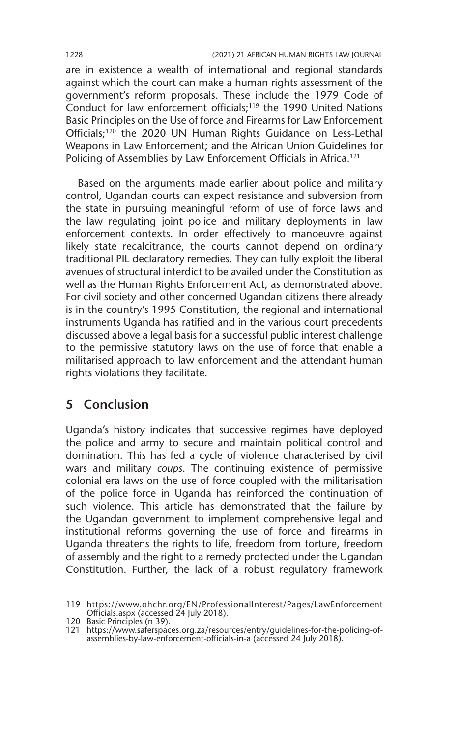are in existence a wealth of international and regional standards against which the court can make a human rights assessment of the government's reform proposals. These include the 1979 Code of Conduct for law enforcement officials;[119] the 1990 United Nations Basic Principles on the Use of force and Firearms for Law Enforcement Officials;[120] the 2020 UN Human Rights Guidance on Less-Lethal Weapons in Law Enforcement; and the African Union Guidelines for Policing of Assemblies by Law Enforcement Officials in Africa.[121]

Based on the arguments made earlier about police and military control, Ugandan courts can expect resistance and subversion from the state in pursuing meaningful reform of use of force laws and the law regulating joint police and military deployments in law enforcement contexts. In order effectively to manoeuvre against likely state recalcitrance, the courts cannot depend on ordinary traditional PIL declaratory remedies. They can fully exploit the liberal avenues of structural interdict to be availed under the Constitution as well as the Human Rights Enforcement Act, as demonstrated above. For civil society and other concerned Ugandan citizens there already is in the country's 1995 Constitution, the regional and international instruments Uganda has ratified and in the various court precedents discussed above a legal basis for a successful public interest challenge to the permissive statutory laws on the use of force that enable a militarised approach to law enforcement and the attendant human rights violations they facilitate.

## 5 Conclusion

Uganda's history indicates that successive regimes have deployed the police and army to secure and maintain political control and domination. This has fed a cycle of violence characterised by civil wars and military *coups*. The continuing existence of permissive colonial era laws on the use of force coupled with the militarisation of the police force in Uganda has reinforced the continuation of such violence. This article has demonstrated that the failure by the Ugandan government to implement comprehensive legal and institutional reforms governing the use of force and firearms in Uganda threatens the rights to life, freedom from torture, freedom of assembly and the right to a remedy protected under the Ugandan Constitution. Further, the lack of a robust regulatory framework

---

119 https://www.ohchr.org/EN/ProfessionalInterest/Pages/LawEnforcementOfficials.aspx (accessed 24 July 2018).

120 Basic Principles (n 39).

121 https://www.saferspaces.org.za/resources/entry/guidelines-for-the-policing-of-assemblies-by-law-enforcement-officials-in-a (accessed 24 July 2018).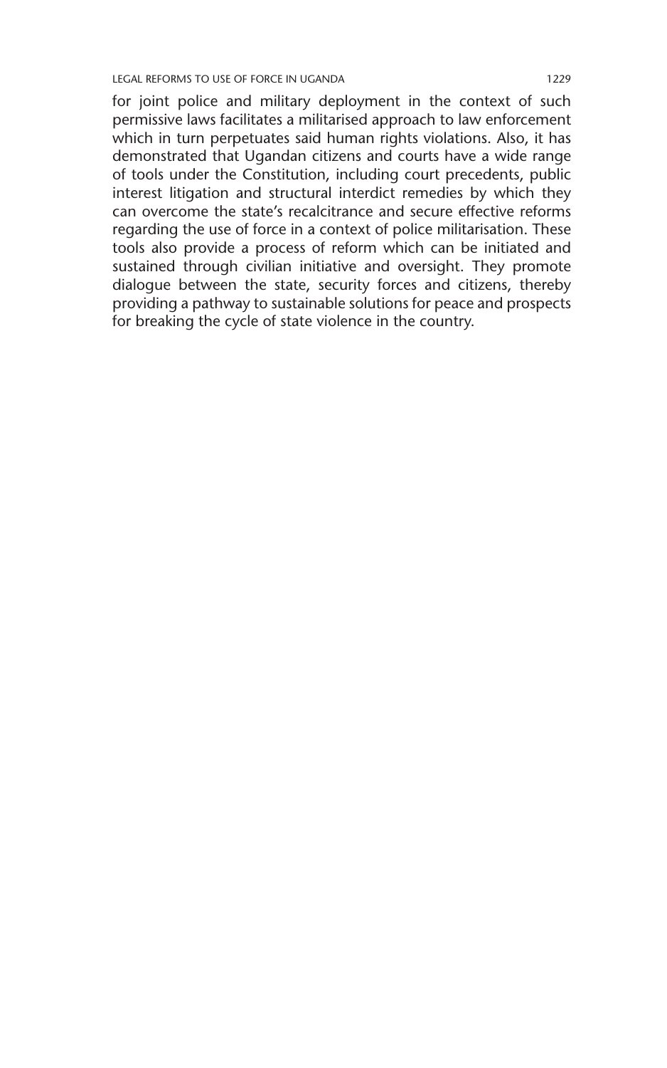for joint police and military deployment in the context of such permissive laws facilitates a militarised approach to law enforcement which in turn perpetuates said human rights violations. Also, it has demonstrated that Ugandan citizens and courts have a wide range of tools under the Constitution, including court precedents, public interest litigation and structural interdict remedies by which they can overcome the state's recalcitrance and secure effective reforms regarding the use of force in a context of police militarisation. These tools also provide a process of reform which can be initiated and sustained through civilian initiative and oversight. They promote dialogue between the state, security forces and citizens, thereby providing a pathway to sustainable solutions for peace and prospects for breaking the cycle of state violence in the country.